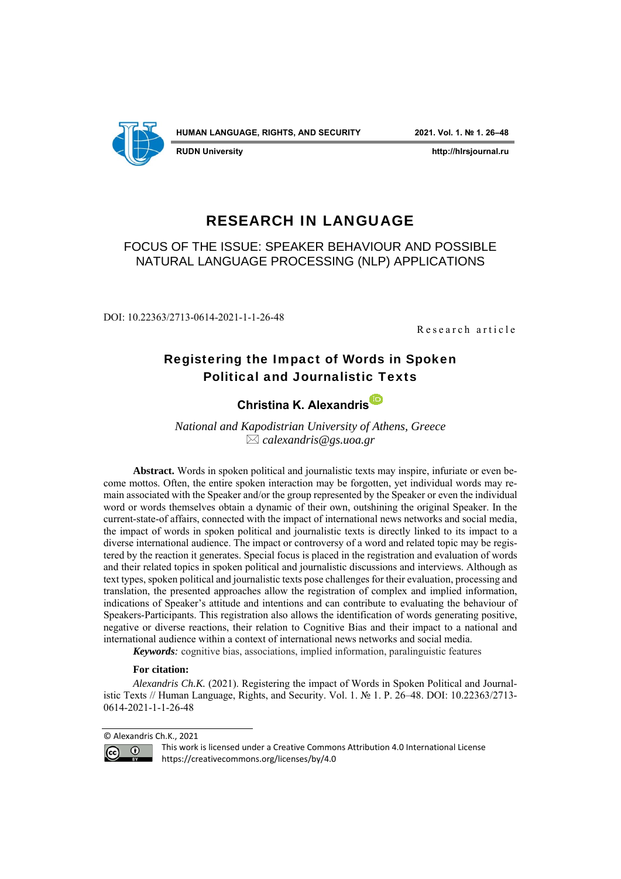# RESEARCH IN LANGUAGE

## FOCUS OF THE ISSUE: SPEAKER BEHAVIOUR AND POSSIBLE NATURAL LANGUAGE PROCESSING (NLP) APPLICATIONS

DOI: 10.22363/2713-0614-2021-1-1-26-48

Research article

## Registering the Impact of Words in Spoken Political and Journalistic Texts

**Christina K. Alexandris**

*National and Kapodistrian University of Athens, Greece*
*calexandris@gs.uoa.gr*

**Abstract.** Words in spoken political and journalistic texts may inspire, infuriate or even become mottos. Often, the entire spoken interaction may be forgotten, yet individual words may remain associated with the Speaker and/or the group represented by the Speaker or even the individual word or words themselves obtain a dynamic of their own, outshining the original Speaker. In the current-state-of affairs, connected with the impact of international news networks and social media, the impact of words in spoken political and journalistic texts is directly linked to its impact to a diverse international audience. The impact or controversy of a word and related topic may be registered by the reaction it generates. Special focus is placed in the registration and evaluation of words and their related topics in spoken political and journalistic discussions and interviews. Although as text types, spoken political and journalistic texts pose challenges for their evaluation, processing and translation, the presented approaches allow the registration of complex and implied information, indications of Speaker's attitude and intentions and can contribute to evaluating the behaviour of Speakers-Participants. This registration also allows the identification of words generating positive, negative or diverse reactions, their relation to Cognitive Bias and their impact to a national and international audience within a context of international news networks and social media.

***Keywords**:* cognitive bias, associations, implied information, paralinguistic features

**For citation:**

*Alexandris Ch.K.* (2021). Registering the impact of Words in Spoken Political and Journalistic Texts // Human Language, Rights, and Security. Vol. 1. № 1. P. 26–48. DOI: 10.22363/2713-0614-2021-1-1-26-48

© Alexandris Ch.K., 2021

This work is licensed under a Creative Commons Attribution 4.0 International License
https://creativecommons.org/licenses/by/4.0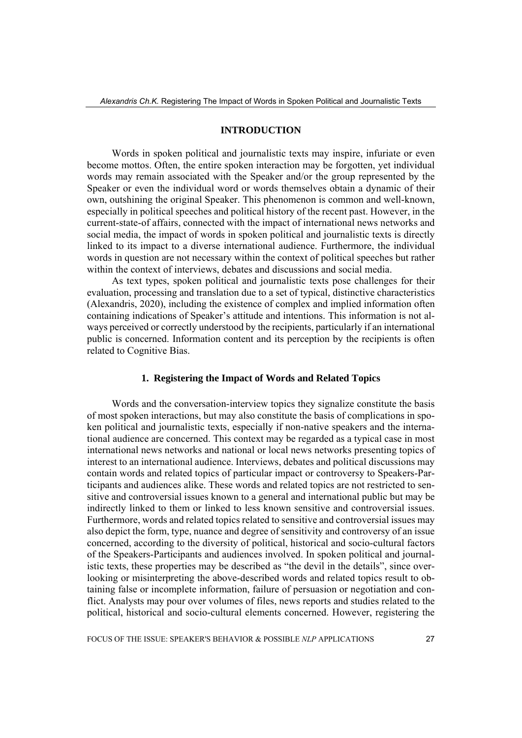## INTRODUCTION

Words in spoken political and journalistic texts may inspire, infuriate or even become mottos. Often, the entire spoken interaction may be forgotten, yet individual words may remain associated with the Speaker and/or the group represented by the Speaker or even the individual word or words themselves obtain a dynamic of their own, outshining the original Speaker. This phenomenon is common and well-known, especially in political speeches and political history of the recent past. However, in the current-state-of affairs, connected with the impact of international news networks and social media, the impact of words in spoken political and journalistic texts is directly linked to its impact to a diverse international audience. Furthermore, the individual words in question are not necessary within the context of political speeches but rather within the context of interviews, debates and discussions and social media.

As text types, spoken political and journalistic texts pose challenges for their evaluation, processing and translation due to a set of typical, distinctive characteristics (Alexandris, 2020), including the existence of complex and implied information often containing indications of Speaker's attitude and intentions. This information is not always perceived or correctly understood by the recipients, particularly if an international public is concerned. Information content and its perception by the recipients is often related to Cognitive Bias.

## 1. Registering the Impact of Words and Related Topics

Words and the conversation-interview topics they signalize constitute the basis of most spoken interactions, but may also constitute the basis of complications in spoken political and journalistic texts, especially if non-native speakers and the international audience are concerned. This context may be regarded as a typical case in most international news networks and national or local news networks presenting topics of interest to an international audience. Interviews, debates and political discussions may contain words and related topics of particular impact or controversy to Speakers-Participants and audiences alike. These words and related topics are not restricted to sensitive and controversial issues known to a general and international public but may be indirectly linked to them or linked to less known sensitive and controversial issues. Furthermore, words and related topics related to sensitive and controversial issues may also depict the form, type, nuance and degree of sensitivity and controversy of an issue concerned, according to the diversity of political, historical and socio-cultural factors of the Speakers-Participants and audiences involved. In spoken political and journalistic texts, these properties may be described as "the devil in the details", since overlooking or misinterpreting the above-described words and related topics result to obtaining false or incomplete information, failure of persuasion or negotiation and conflict. Analysts may pour over volumes of files, news reports and studies related to the political, historical and socio-cultural elements concerned. However, registering the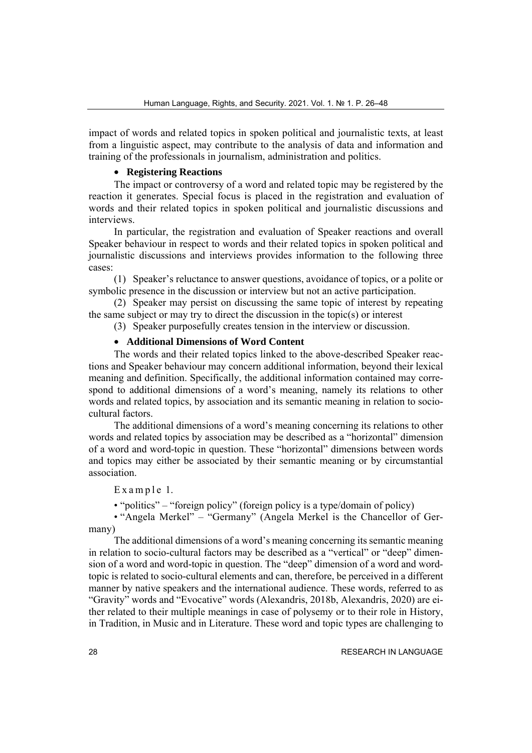impact of words and related topics in spoken political and journalistic texts, at least from a linguistic aspect, may contribute to the analysis of data and information and training of the professionals in journalism, administration and politics.

- **Registering Reactions**

The impact or controversy of a word and related topic may be registered by the reaction it generates. Special focus is placed in the registration and evaluation of words and their related topics in spoken political and journalistic discussions and interviews.

In particular, the registration and evaluation of Speaker reactions and overall Speaker behaviour in respect to words and their related topics in spoken political and journalistic discussions and interviews provides information to the following three cases:

(1) Speaker's reluctance to answer questions, avoidance of topics, or a polite or symbolic presence in the discussion or interview but not an active participation.

(2) Speaker may persist on discussing the same topic of interest by repeating the same subject or may try to direct the discussion in the topic(s) or interest

(3) Speaker purposefully creates tension in the interview or discussion.

- **Additional Dimensions of Word Content**

The words and their related topics linked to the above-described Speaker reactions and Speaker behaviour may concern additional information, beyond their lexical meaning and definition. Specifically, the additional information contained may correspond to additional dimensions of a word's meaning, namely its relations to other words and related topics, by association and its semantic meaning in relation to socio-cultural factors.

The additional dimensions of a word's meaning concerning its relations to other words and related topics by association may be described as a "horizontal" dimension of a word and word-topic in question. These "horizontal" dimensions between words and topics may either be associated by their semantic meaning or by circumstantial association.

Example 1.

• "politics" – "foreign policy" (foreign policy is a type/domain of policy)

• "Angela Merkel" – "Germany" (Angela Merkel is the Chancellor of Germany)

The additional dimensions of a word's meaning concerning its semantic meaning in relation to socio-cultural factors may be described as a "vertical" or "deep" dimension of a word and word-topic in question. The "deep" dimension of a word and word-topic is related to socio-cultural elements and can, therefore, be perceived in a different manner by native speakers and the international audience. These words, referred to as "Gravity" words and "Evocative" words (Alexandris, 2018b, Alexandris, 2020) are either related to their multiple meanings in case of polysemy or to their role in History, in Tradition, in Music and in Literature. These word and topic types are challenging to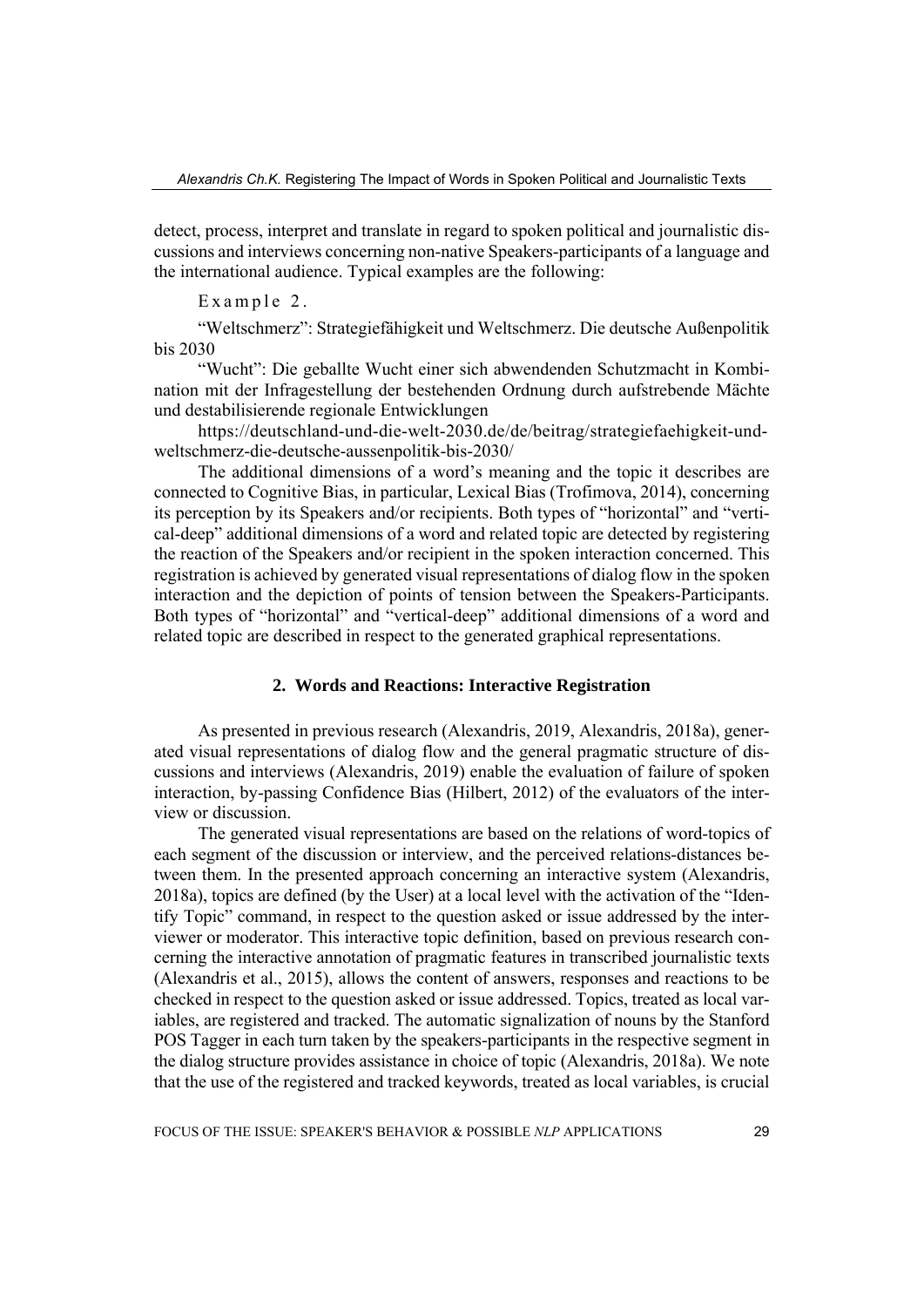detect, process, interpret and translate in regard to spoken political and journalistic discussions and interviews concerning non-native Speakers-participants of a language and the international audience. Typical examples are the following:

Example 2.

"Weltschmerz": Strategiefähigkeit und Weltschmerz. Die deutsche Außenpolitik bis 2030

"Wucht": Die geballte Wucht einer sich abwendenden Schutzmacht in Kombination mit der Infragestellung der bestehenden Ordnung durch aufstrebende Mächte und destabilisierende regionale Entwicklungen

https://deutschland-und-die-welt-2030.de/de/beitrag/strategiefaehigkeit-und-weltschmerz-die-deutsche-aussenpolitik-bis-2030/

The additional dimensions of a word's meaning and the topic it describes are connected to Cognitive Bias, in particular, Lexical Bias (Trofimova, 2014), concerning its perception by its Speakers and/or recipients. Both types of "horizontal" and "vertical-deep" additional dimensions of a word and related topic are detected by registering the reaction of the Speakers and/or recipient in the spoken interaction concerned. This registration is achieved by generated visual representations of dialog flow in the spoken interaction and the depiction of points of tension between the Speakers-Participants. Both types of "horizontal" and "vertical-deep" additional dimensions of a word and related topic are described in respect to the generated graphical representations.

## 2. Words and Reactions: Interactive Registration

As presented in previous research (Alexandris, 2019, Alexandris, 2018a), generated visual representations of dialog flow and the general pragmatic structure of discussions and interviews (Alexandris, 2019) enable the evaluation of failure of spoken interaction, by-passing Confidence Bias (Hilbert, 2012) of the evaluators of the interview or discussion.

The generated visual representations are based on the relations of word-topics of each segment of the discussion or interview, and the perceived relations-distances between them. In the presented approach concerning an interactive system (Alexandris, 2018a), topics are defined (by the User) at a local level with the activation of the "Identify Topic" command, in respect to the question asked or issue addressed by the interviewer or moderator. This interactive topic definition, based on previous research concerning the interactive annotation of pragmatic features in transcribed journalistic texts (Alexandris et al., 2015), allows the content of answers, responses and reactions to be checked in respect to the question asked or issue addressed. Topics, treated as local variables, are registered and tracked. The automatic signalization of nouns by the Stanford POS Tagger in each turn taken by the speakers-participants in the respective segment in the dialog structure provides assistance in choice of topic (Alexandris, 2018a). We note that the use of the registered and tracked keywords, treated as local variables, is crucial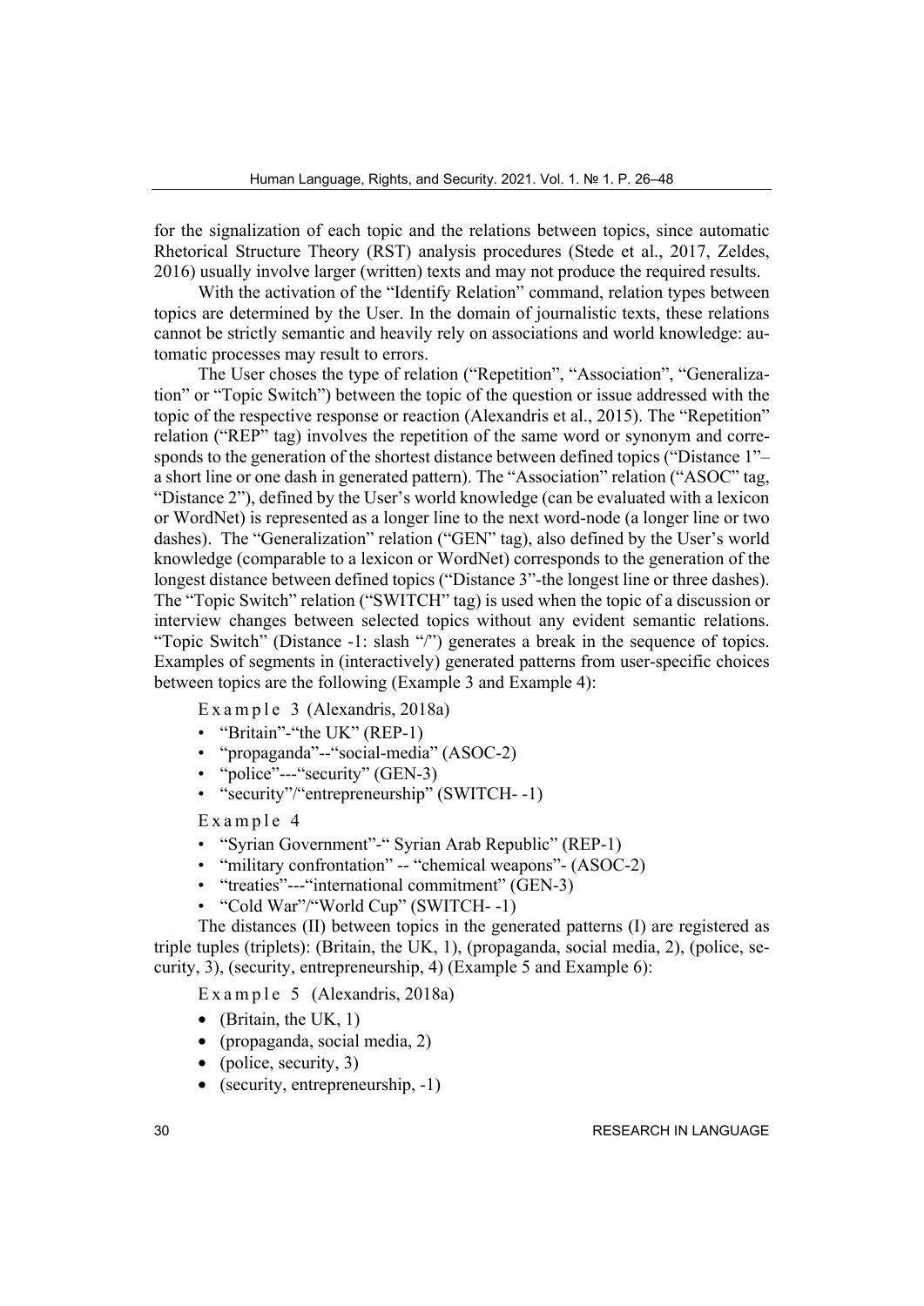for the signalization of each topic and the relations between topics, since automatic Rhetorical Structure Theory (RST) analysis procedures (Stede et al., 2017, Zeldes, 2016) usually involve larger (written) texts and may not produce the required results.

With the activation of the "Identify Relation" command, relation types between topics are determined by the User. In the domain of journalistic texts, these relations cannot be strictly semantic and heavily rely on associations and world knowledge: automatic processes may result to errors.

The User choses the type of relation ("Repetition", "Association", "Generalization" or "Topic Switch") between the topic of the question or issue addressed with the topic of the respective response or reaction (Alexandris et al., 2015). The "Repetition" relation ("REP" tag) involves the repetition of the same word or synonym and corresponds to the generation of the shortest distance between defined topics ("Distance 1"– a short line or one dash in generated pattern). The "Association" relation ("ASOC" tag, "Distance 2"), defined by the User's world knowledge (can be evaluated with a lexicon or WordNet) is represented as a longer line to the next word-node (a longer line or two dashes). The "Generalization" relation ("GEN" tag), also defined by the User's world knowledge (comparable to a lexicon or WordNet) corresponds to the generation of the longest distance between defined topics ("Distance 3"-the longest line or three dashes). The "Topic Switch" relation ("SWITCH" tag) is used when the topic of a discussion or interview changes between selected topics without any evident semantic relations. "Topic Switch" (Distance -1: slash "/") generates a break in the sequence of topics. Examples of segments in (interactively) generated patterns from user-specific choices between topics are the following (Example 3 and Example 4):

Example 3 (Alexandris, 2018a)

- "Britain"-"the UK" (REP-1)
- "propaganda"--"social-media" (ASOC-2)
- "police"---"security" (GEN-3)
- "security"/"entrepreneurship" (SWITCH- -1)

Example 4

- "Syrian Government"-" Syrian Arab Republic" (REP-1)
- "military confrontation" -- "chemical weapons"- (ASOC-2)
- "treaties"---"international commitment" (GEN-3)
- "Cold War"/"World Cup" (SWITCH- -1)

The distances (II) between topics in the generated patterns (I) are registered as triple tuples (triplets): (Britain, the UK, 1), (propaganda, social media, 2), (police, security, 3), (security, entrepreneurship, 4) (Example 5 and Example 6):

Example 5 (Alexandris, 2018a)

- (Britain, the UK, 1)
- (propaganda, social media, 2)
- (police, security, 3)
- (security, entrepreneurship, -1)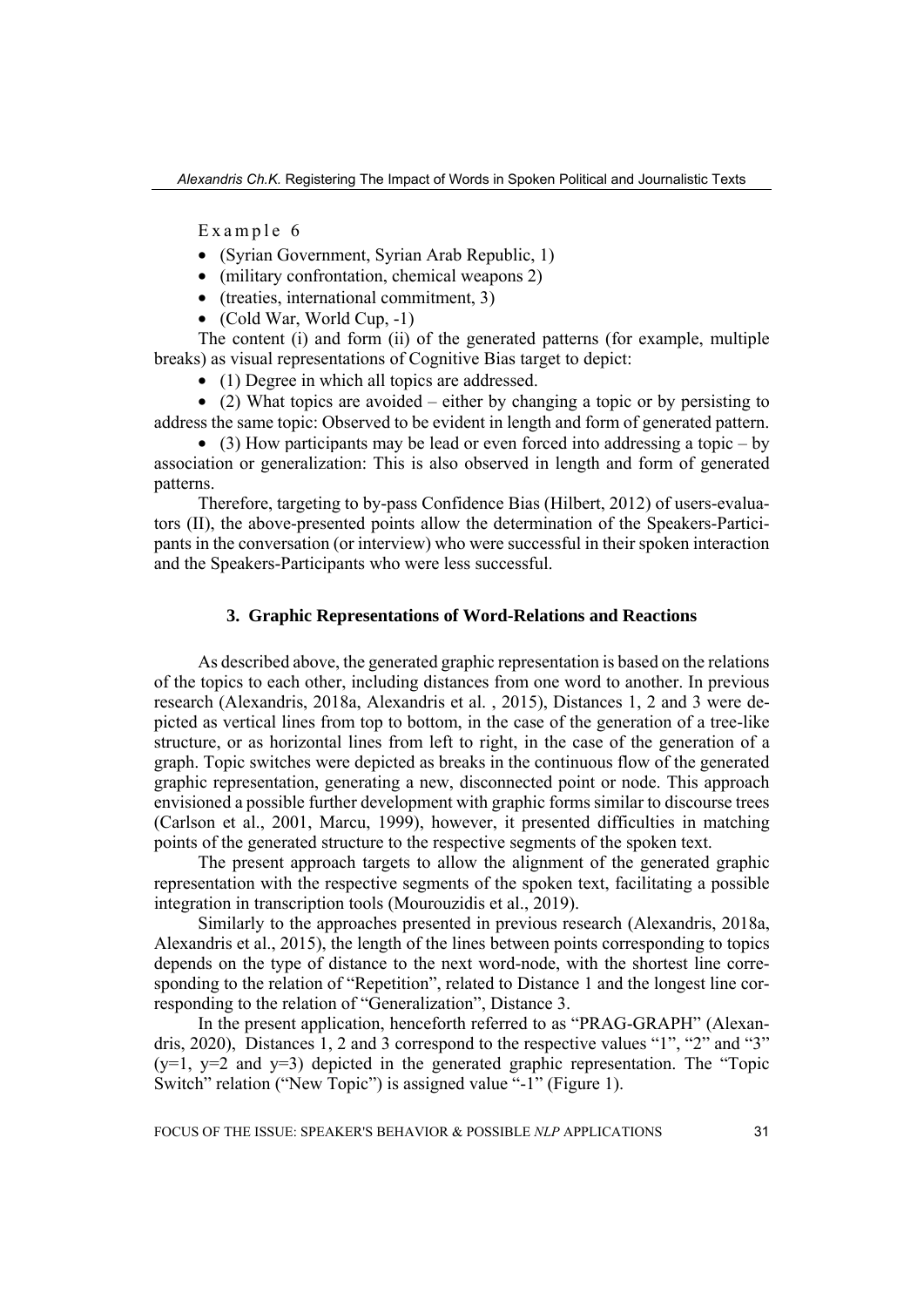Example 6

- (Syrian Government, Syrian Arab Republic, 1)
- (military confrontation, chemical weapons 2)
- (treaties, international commitment, 3)
- (Cold War, World Cup, -1)

The content (i) and form (ii) of the generated patterns (for example, multiple breaks) as visual representations of Cognitive Bias target to depict:

- (1) Degree in which all topics are addressed.
- (2) What topics are avoided – either by changing a topic or by persisting to address the same topic: Observed to be evident in length and form of generated pattern.
- (3) How participants may be lead or even forced into addressing a topic – by association or generalization: This is also observed in length and form of generated patterns.

Therefore, targeting to by-pass Confidence Bias (Hilbert, 2012) of users-evaluators (II), the above-presented points allow the determination of the Speakers-Participants in the conversation (or interview) who were successful in their spoken interaction and the Speakers-Participants who were less successful.

## 3. Graphic Representations of Word-Relations and Reactions

As described above, the generated graphic representation is based on the relations of the topics to each other, including distances from one word to another. In previous research (Alexandris, 2018a, Alexandris et al. , 2015), Distances 1, 2 and 3 were depicted as vertical lines from top to bottom, in the case of the generation of a tree-like structure, or as horizontal lines from left to right, in the case of the generation of a graph. Topic switches were depicted as breaks in the continuous flow of the generated graphic representation, generating a new, disconnected point or node. This approach envisioned a possible further development with graphic forms similar to discourse trees (Carlson et al., 2001, Marcu, 1999), however, it presented difficulties in matching points of the generated structure to the respective segments of the spoken text.

The present approach targets to allow the alignment of the generated graphic representation with the respective segments of the spoken text, facilitating a possible integration in transcription tools (Mourouzidis et al., 2019).

Similarly to the approaches presented in previous research (Alexandris, 2018a, Alexandris et al., 2015), the length of the lines between points corresponding to topics depends on the type of distance to the next word-node, with the shortest line corresponding to the relation of "Repetition", related to Distance 1 and the longest line corresponding to the relation of "Generalization", Distance 3.

In the present application, henceforth referred to as "PRAG-GRAPH" (Alexandris, 2020), Distances 1, 2 and 3 correspond to the respective values "1", "2" and "3" ($y=1$, $y=2$ and $y=3$) depicted in the generated graphic representation. The "Topic Switch" relation ("New Topic") is assigned value "-1" (Figure 1).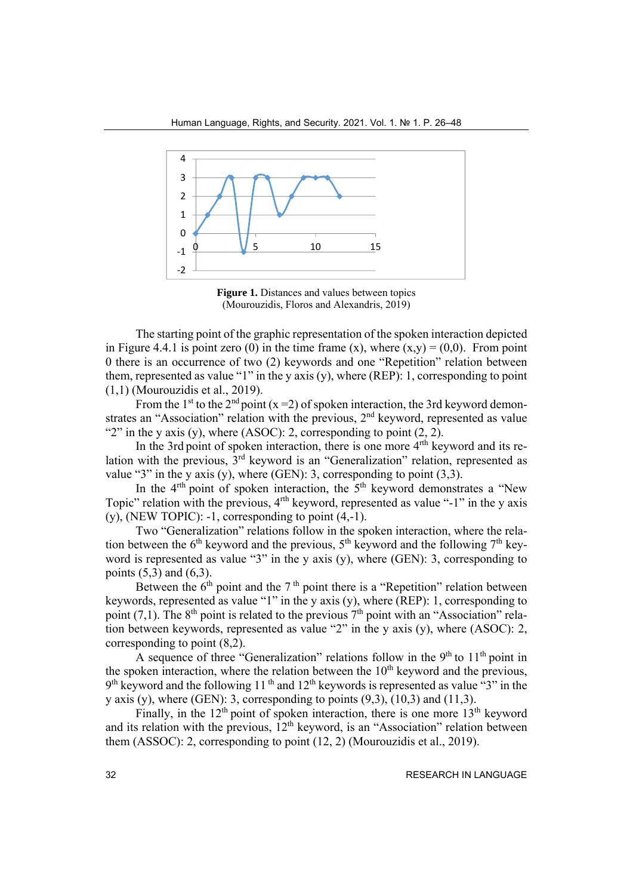**Figure 1.** Distances and values between topics (Mourouzidis, Floros and Alexandris, 2019)

The starting point of the graphic representation of the spoken interaction depicted in Figure 4.4.1 is point zero (0) in the time frame (x), where (x,y) = (0,0). From point 0 there is an occurrence of two (2) keywords and one "Repetition" relation between them, represented as value "1" in the y axis (y), where (REP): 1, corresponding to point (1,1) (Mourouzidis et al., 2019).

From the 1st to the 2nd point (x =2) of spoken interaction, the 3rd keyword demonstrates an "Association" relation with the previous, 2nd keyword, represented as value "2" in the y axis (y), where (ASOC): 2, corresponding to point (2, 2).

In the 3rd point of spoken interaction, there is one more 4rth keyword and its relation with the previous, 3rd keyword is an "Generalization" relation, represented as value "3" in the y axis (y), where (GEN): 3, corresponding to point (3,3).

In the 4rth point of spoken interaction, the 5th keyword demonstrates a "New Topic" relation with the previous, 4rth keyword, represented as value "-1" in the y axis (y), (NEW TOPIC): -1, corresponding to point (4,-1).

Two "Generalization" relations follow in the spoken interaction, where the relation between the 6th keyword and the previous, 5th keyword and the following 7th keyword is represented as value "3" in the y axis (y), where (GEN): 3, corresponding to points (5,3) and (6,3).

Between the 6th point and the 7th point there is a "Repetition" relation between keywords, represented as value "1" in the y axis (y), where (REP): 1, corresponding to point (7,1). The 8th point is related to the previous 7th point with an "Association" relation between keywords, represented as value "2" in the y axis (y), where (ASOC): 2, corresponding to point (8,2).

A sequence of three "Generalization" relations follow in the 9th to 11th point in the spoken interaction, where the relation between the 10th keyword and the previous, 9th keyword and the following 11th and 12th keywords is represented as value "3" in the y axis (y), where (GEN): 3, corresponding to points (9,3), (10,3) and (11,3).

Finally, in the 12th point of spoken interaction, there is one more 13th keyword and its relation with the previous, 12th keyword, is an "Association" relation between them (ASSOC): 2, corresponding to point (12, 2) (Mourouzidis et al., 2019).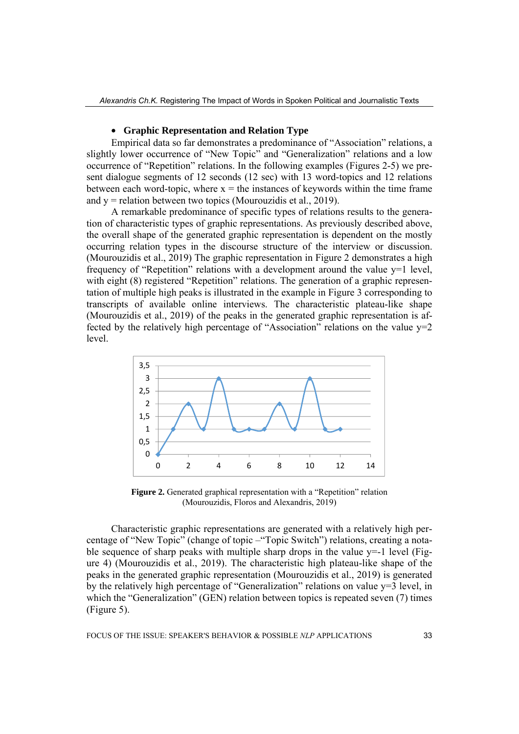- **Graphic Representation and Relation Type**

Empirical data so far demonstrates a predominance of “Association” relations, a slightly lower occurrence of “New Topic” and “Generalization” relations and a low occurrence of “Repetition” relations. In the following examples (Figures 2-5) we present dialogue segments of 12 seconds (12 sec) with 13 word-topics and 12 relations between each word-topic, where x = the instances of keywords within the time frame and y = relation between two topics (Mourouzidis et al., 2019).

A remarkable predominance of specific types of relations results to the generation of characteristic types of graphic representations. As previously described above, the overall shape of the generated graphic representation is dependent on the mostly occurring relation types in the discourse structure of the interview or discussion. (Mourouzidis et al., 2019) The graphic representation in Figure 2 demonstrates a high frequency of “Repetition” relations with a development around the value y=1 level, with eight (8) registered “Repetition” relations. The generation of a graphic representation of multiple high peaks is illustrated in the example in Figure 3 corresponding to transcripts of available online interviews. The characteristic plateau-like shape (Mourouzidis et al., 2019) of the peaks in the generated graphic representation is affected by the relatively high percentage of “Association” relations on the value y=2 level.

**Figure 2.** Generated graphical representation with a “Repetition” relation (Mourouzidis, Floros and Alexandris, 2019)

Characteristic graphic representations are generated with a relatively high percentage of “New Topic” (change of topic –“Topic Switch”) relations, creating a notable sequence of sharp peaks with multiple sharp drops in the value y=-1 level (Figure 4) (Mourouzidis et al., 2019). The characteristic high plateau-like shape of the peaks in the generated graphic representation (Mourouzidis et al., 2019) is generated by the relatively high percentage of “Generalization” relations on value y=3 level, in which the “Generalization” (GEN) relation between topics is repeated seven (7) times (Figure 5).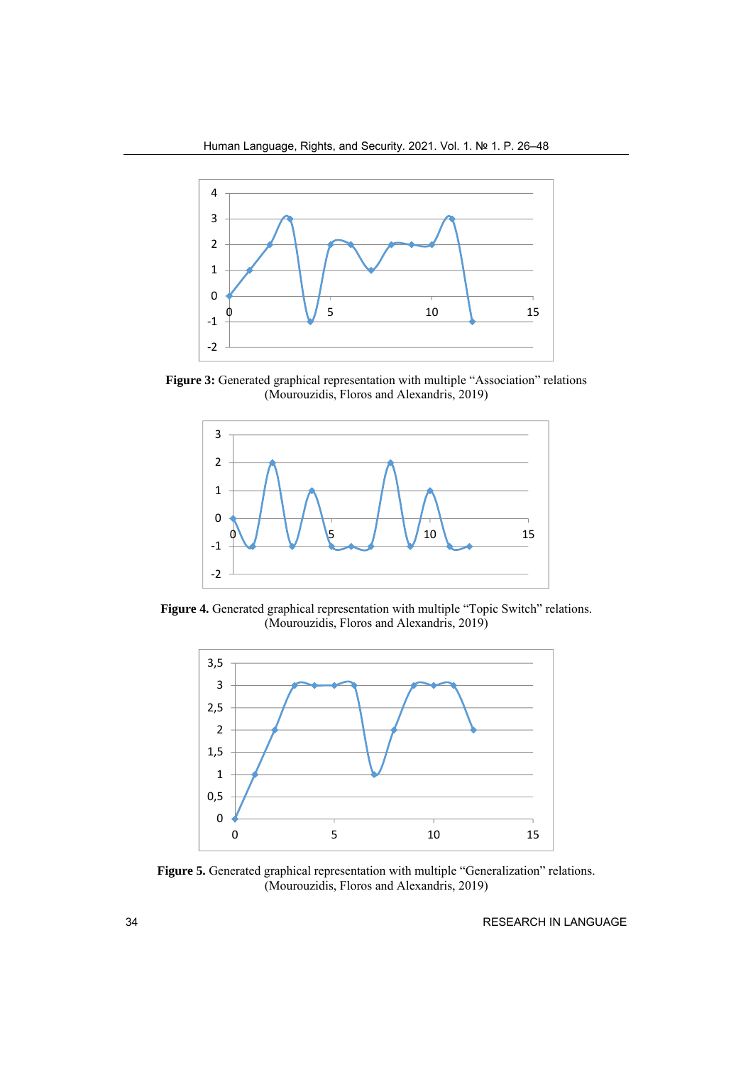**Figure 3:** Generated graphical representation with multiple "Association" relations (Mourouzidis, Floros and Alexandris, 2019)

**Figure 4.** Generated graphical representation with multiple "Topic Switch" relations. (Mourouzidis, Floros and Alexandris, 2019)

**Figure 5.** Generated graphical representation with multiple "Generalization" relations. (Mourouzidis, Floros and Alexandris, 2019)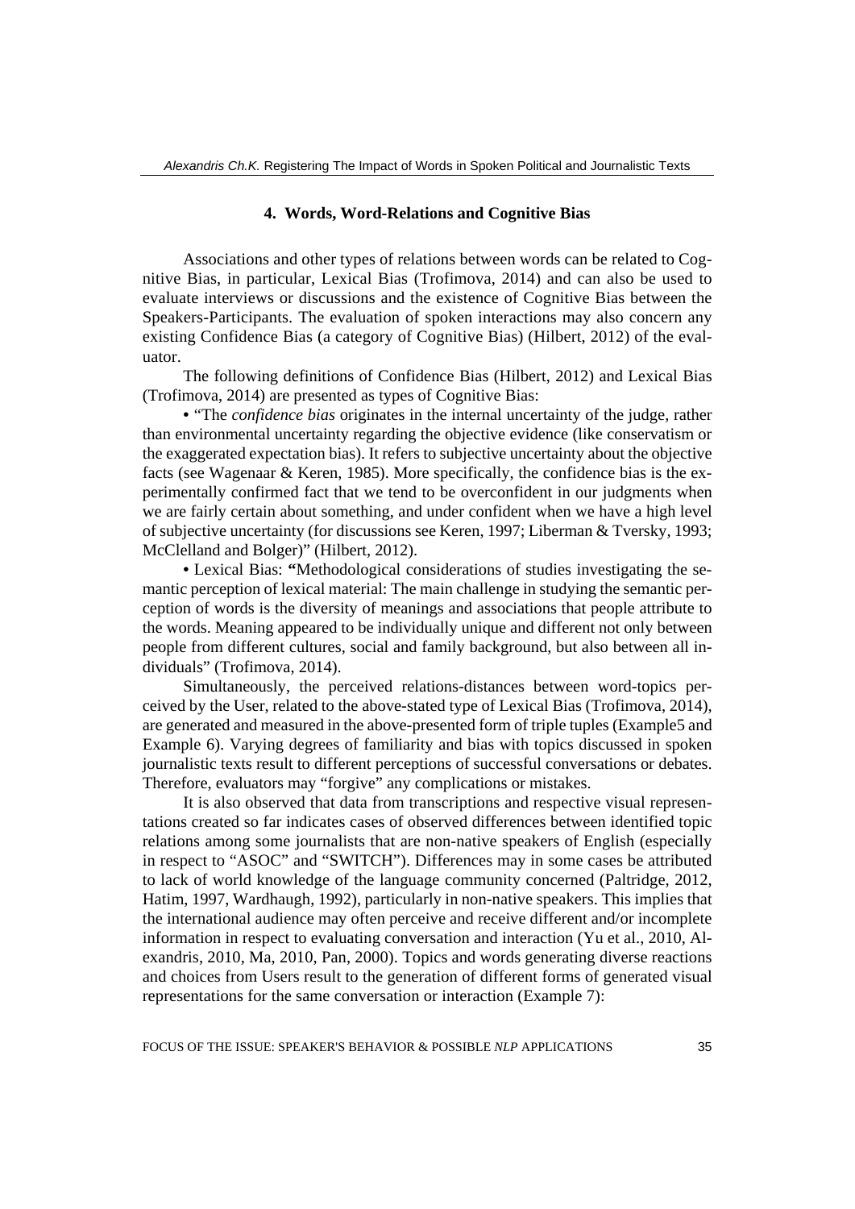## 4. Words, Word-Relations and Cognitive Bias

Associations and other types of relations between words can be related to Cognitive Bias, in particular, Lexical Bias (Trofimova, 2014) and can also be used to evaluate interviews or discussions and the existence of Cognitive Bias between the Speakers-Participants. The evaluation of spoken interactions may also concern any existing Confidence Bias (a category of Cognitive Bias) (Hilbert, 2012) of the evaluator.

The following definitions of Confidence Bias (Hilbert, 2012) and Lexical Bias (Trofimova, 2014) are presented as types of Cognitive Bias:

• "The *confidence bias* originates in the internal uncertainty of the judge, rather than environmental uncertainty regarding the objective evidence (like conservatism or the exaggerated expectation bias). It refers to subjective uncertainty about the objective facts (see Wagenaar & Keren, 1985). More specifically, the confidence bias is the experimentally confirmed fact that we tend to be overconfident in our judgments when we are fairly certain about something, and under confident when we have a high level of subjective uncertainty (for discussions see Keren, 1997; Liberman & Tversky, 1993; McClelland and Bolger)" (Hilbert, 2012).

• Lexical Bias: **"**Methodological considerations of studies investigating the semantic perception of lexical material: The main challenge in studying the semantic perception of words is the diversity of meanings and associations that people attribute to the words. Meaning appeared to be individually unique and different not only between people from different cultures, social and family background, but also between all individuals" (Trofimova, 2014).

Simultaneously, the perceived relations-distances between word-topics perceived by the User, related to the above-stated type of Lexical Bias (Trofimova, 2014), are generated and measured in the above-presented form of triple tuples (Example5 and Example 6). Varying degrees of familiarity and bias with topics discussed in spoken journalistic texts result to different perceptions of successful conversations or debates. Therefore, evaluators may "forgive" any complications or mistakes.

It is also observed that data from transcriptions and respective visual representations created so far indicates cases of observed differences between identified topic relations among some journalists that are non-native speakers of English (especially in respect to "ASOC" and "SWITCH"). Differences may in some cases be attributed to lack of world knowledge of the language community concerned (Paltridge, 2012, Hatim, 1997, Wardhaugh, 1992), particularly in non-native speakers. This implies that the international audience may often perceive and receive different and/or incomplete information in respect to evaluating conversation and interaction (Yu et al., 2010, Alexandris, 2010, Ma, 2010, Pan, 2000). Topics and words generating diverse reactions and choices from Users result to the generation of different forms of generated visual representations for the same conversation or interaction (Example 7):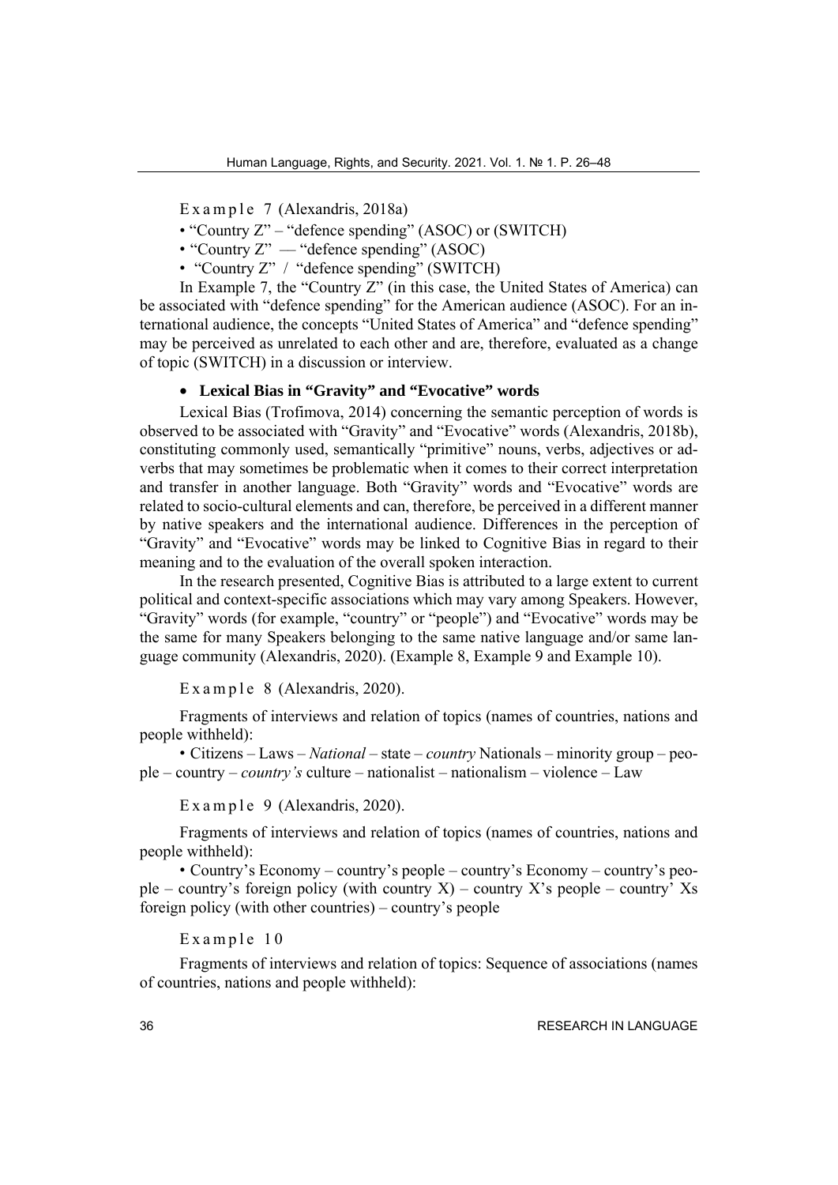Example 7 (Alexandris, 2018a)

- "Country Z" – "defence spending" (ASOC) or (SWITCH)
- "Country Z" — "defence spending" (ASOC)
- "Country Z" / "defence spending" (SWITCH)

In Example 7, the "Country Z" (in this case, the United States of America) can be associated with "defence spending" for the American audience (ASOC). For an international audience, the concepts "United States of America" and "defence spending" may be perceived as unrelated to each other and are, therefore, evaluated as a change of topic (SWITCH) in a discussion or interview.

- **Lexical Bias in "Gravity" and "Evocative" words**

Lexical Bias (Trofimova, 2014) concerning the semantic perception of words is observed to be associated with "Gravity" and "Evocative" words (Alexandris, 2018b), constituting commonly used, semantically "primitive" nouns, verbs, adjectives or adverbs that may sometimes be problematic when it comes to their correct interpretation and transfer in another language. Both "Gravity" words and "Evocative" words are related to socio-cultural elements and can, therefore, be perceived in a different manner by native speakers and the international audience. Differences in the perception of "Gravity" and "Evocative" words may be linked to Cognitive Bias in regard to their meaning and to the evaluation of the overall spoken interaction.

In the research presented, Cognitive Bias is attributed to a large extent to current political and context-specific associations which may vary among Speakers. However, "Gravity" words (for example, "country" or "people") and "Evocative" words may be the same for many Speakers belonging to the same native language and/or same language community (Alexandris, 2020). (Example 8, Example 9 and Example 10).

Example 8 (Alexandris, 2020).

Fragments of interviews and relation of topics (names of countries, nations and people withheld):

- Citizens – Laws – *National* – state – *country* Nationals – minority group – people – country – *country's* culture – nationalist – nationalism – violence – Law

Example 9 (Alexandris, 2020).

Fragments of interviews and relation of topics (names of countries, nations and people withheld):

- Country's Economy – country's people – country's Economy – country's people – country's foreign policy (with country X) – country X's people – country' Xs foreign policy (with other countries) – country's people

Example 10

Fragments of interviews and relation of topics: Sequence of associations (names of countries, nations and people withheld):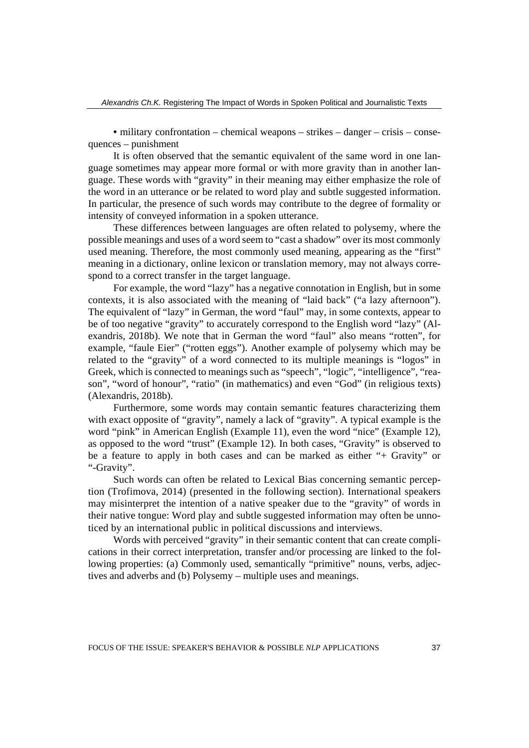• military confrontation – chemical weapons – strikes – danger – crisis – consequences – punishment

It is often observed that the semantic equivalent of the same word in one language sometimes may appear more formal or with more gravity than in another language. These words with "gravity" in their meaning may either emphasize the role of the word in an utterance or be related to word play and subtle suggested information. In particular, the presence of such words may contribute to the degree of formality or intensity of conveyed information in a spoken utterance.

These differences between languages are often related to polysemy, where the possible meanings and uses of a word seem to "cast a shadow" over its most commonly used meaning. Therefore, the most commonly used meaning, appearing as the "first" meaning in a dictionary, online lexicon or translation memory, may not always correspond to a correct transfer in the target language.

For example, the word "lazy" has a negative connotation in English, but in some contexts, it is also associated with the meaning of "laid back" ("a lazy afternoon"). The equivalent of "lazy" in German, the word "faul" may, in some contexts, appear to be of too negative "gravity" to accurately correspond to the English word "lazy" (Alexandris, 2018b). We note that in German the word "faul" also means "rotten", for example, "faule Eier" ("rotten eggs"). Another example of polysemy which may be related to the "gravity" of a word connected to its multiple meanings is "logos" in Greek, which is connected to meanings such as "speech", "logic", "intelligence", "reason", "word of honour", "ratio" (in mathematics) and even "God" (in religious texts) (Alexandris, 2018b).

Furthermore, some words may contain semantic features characterizing them with exact opposite of "gravity", namely a lack of "gravity". A typical example is the word "pink" in American English (Example 11), even the word "nice" (Example 12), as opposed to the word "trust" (Example 12). In both cases, "Gravity" is observed to be a feature to apply in both cases and can be marked as either "+ Gravity" or "-Gravity".

Such words can often be related to Lexical Bias concerning semantic perception (Trofimova, 2014) (presented in the following section). International speakers may misinterpret the intention of a native speaker due to the "gravity" of words in their native tongue: Word play and subtle suggested information may often be unnoticed by an international public in political discussions and interviews.

Words with perceived "gravity" in their semantic content that can create complications in their correct interpretation, transfer and/or processing are linked to the following properties: (a) Commonly used, semantically "primitive" nouns, verbs, adjectives and adverbs and (b) Polysemy – multiple uses and meanings.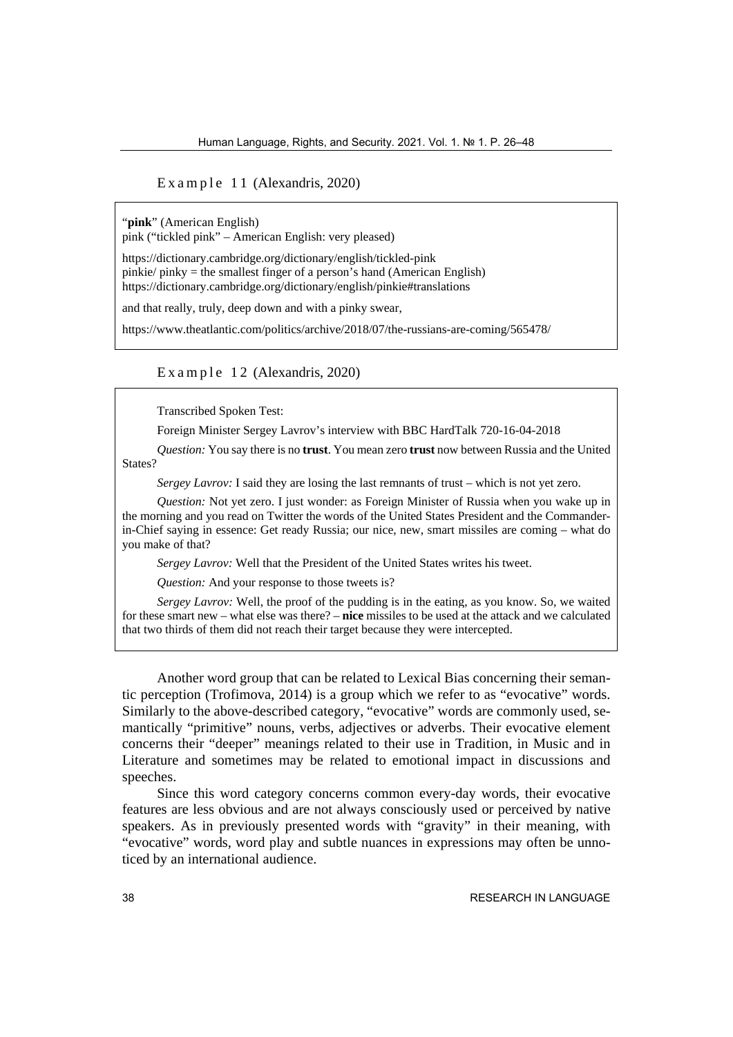Example 11 (Alexandris, 2020)

> "**pink**" (American English)
> pink ("tickled pink" – American English: very pleased)
>
> https://dictionary.cambridge.org/dictionary/english/tickled-pink
> pinkie/ pinky = the smallest finger of a person's hand (American English)
> https://dictionary.cambridge.org/dictionary/english/pinkie#translations
>
> and that really, truly, deep down and with a pinky swear,
>
> https://www.theatlantic.com/politics/archive/2018/07/the-russians-are-coming/565478/

Example 12 (Alexandris, 2020)

> Transcribed Spoken Test:
>
> Foreign Minister Sergey Lavrov's interview with BBC HardTalk 720-16-04-2018
>
> *Question:* You say there is no **trust**. You mean zero **trust** now between Russia and the United States?
>
> *Sergey Lavrov:* I said they are losing the last remnants of trust – which is not yet zero.
>
> *Question:* Not yet zero. I just wonder: as Foreign Minister of Russia when you wake up in the morning and you read on Twitter the words of the United States President and the Commander-in-Chief saying in essence: Get ready Russia; our nice, new, smart missiles are coming – what do you make of that?
>
> *Sergey Lavrov:* Well that the President of the United States writes his tweet.
>
> *Question:* And your response to those tweets is?
>
> *Sergey Lavrov:* Well, the proof of the pudding is in the eating, as you know. So, we waited for these smart new – what else was there? – **nice** missiles to be used at the attack and we calculated that two thirds of them did not reach their target because they were intercepted.

Another word group that can be related to Lexical Bias concerning their semantic perception (Trofimova, 2014) is a group which we refer to as "evocative" words. Similarly to the above-described category, "evocative" words are commonly used, semantically "primitive" nouns, verbs, adjectives or adverbs. Their evocative element concerns their "deeper" meanings related to their use in Tradition, in Music and in Literature and sometimes may be related to emotional impact in discussions and speeches.

Since this word category concerns common every-day words, their evocative features are less obvious and are not always consciously used or perceived by native speakers. As in previously presented words with "gravity" in their meaning, with "evocative" words, word play and subtle nuances in expressions may often be unnoticed by an international audience.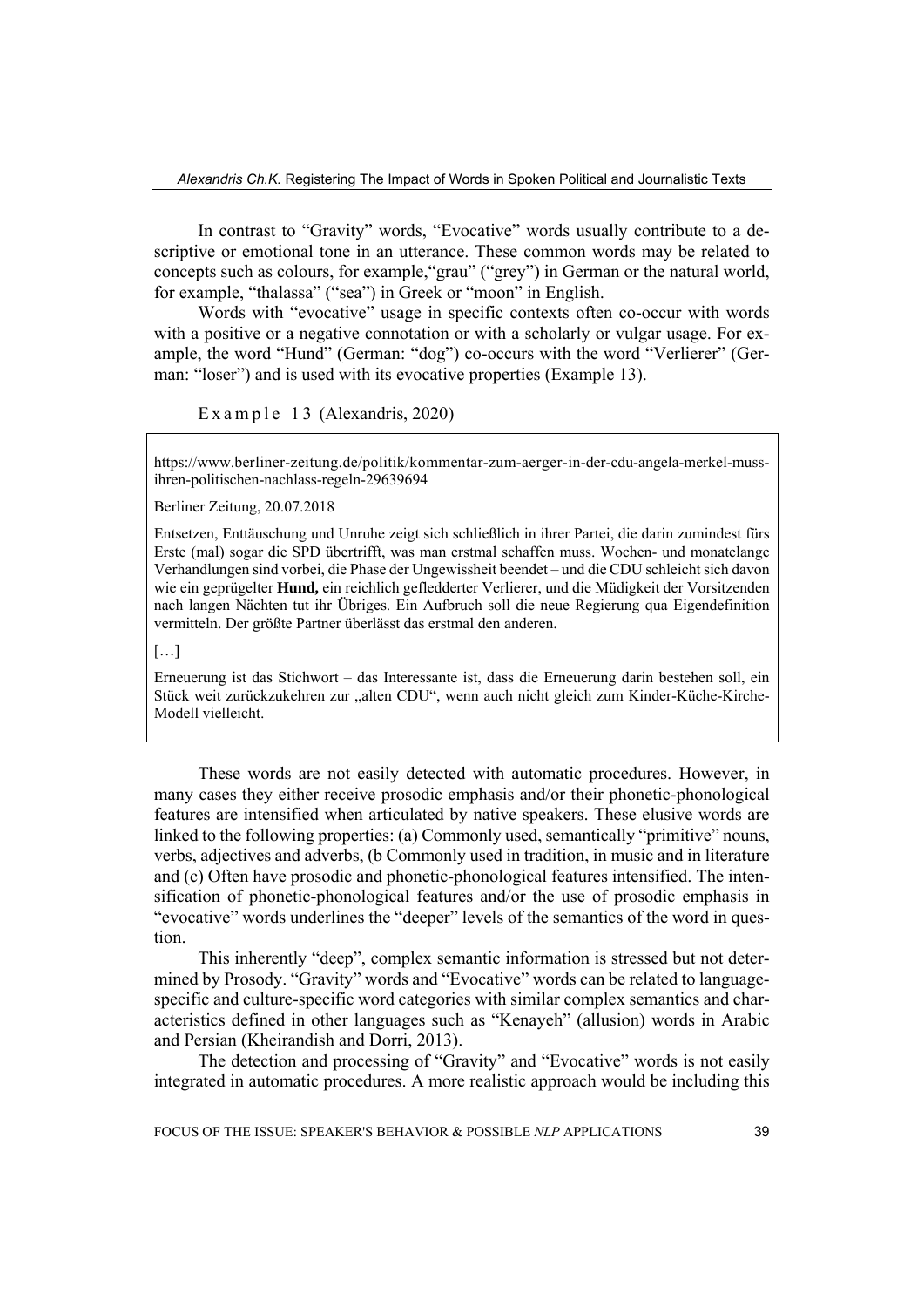In contrast to "Gravity" words, "Evocative" words usually contribute to a descriptive or emotional tone in an utterance. These common words may be related to concepts such as colours, for example,"grau" ("grey") in German or the natural world, for example, "thalassa" ("sea") in Greek or "moon" in English.

Words with "evocative" usage in specific contexts often co-occur with words with a positive or a negative connotation or with a scholarly or vulgar usage. For example, the word "Hund" (German: "dog") co-occurs with the word "Verlierer" (German: "loser") and is used with its evocative properties (Example 13).

Example 13 (Alexandris, 2020)

> https://www.berliner-zeitung.de/politik/kommentar-zum-aerger-in-der-cdu-angela-merkel-muss-ihren-politischen-nachlass-regeln-29639694
>
> Berliner Zeitung, 20.07.2018
>
> Entsetzen, Enttäuschung und Unruhe zeigt sich schließlich in ihrer Partei, die darin zumindest fürs Erste (mal) sogar die SPD übertrifft, was man erstmal schaffen muss. Wochen- und monatelange Verhandlungen sind vorbei, die Phase der Ungewissheit beendet – und die CDU schleicht sich davon wie ein geprügelter **Hund,** ein reichlich gefledderter Verlierer, und die Müdigkeit der Vorsitzenden nach langen Nächten tut ihr Übriges. Ein Aufbruch soll die neue Regierung qua Eigendefinition vermitteln. Der größte Partner überlässt das erstmal den anderen.
>
> […]
>
> Erneuerung ist das Stichwort – das Interessante ist, dass die Erneuerung darin bestehen soll, ein Stück weit zurückzukehren zur „alten CDU", wenn auch nicht gleich zum Kinder-Küche-Kirche-Modell vielleicht.

These words are not easily detected with automatic procedures. However, in many cases they either receive prosodic emphasis and/or their phonetic-phonological features are intensified when articulated by native speakers. These elusive words are linked to the following properties: (a) Commonly used, semantically "primitive" nouns, verbs, adjectives and adverbs, (b Commonly used in tradition, in music and in literature and (c) Often have prosodic and phonetic-phonological features intensified. The intensification of phonetic-phonological features and/or the use of prosodic emphasis in "evocative" words underlines the "deeper" levels of the semantics of the word in question.

This inherently "deep", complex semantic information is stressed but not determined by Prosody. "Gravity" words and "Evocative" words can be related to language-specific and culture-specific word categories with similar complex semantics and characteristics defined in other languages such as "Kenayeh" (allusion) words in Arabic and Persian (Kheirandish and Dorri, 2013).

The detection and processing of "Gravity" and "Evocative" words is not easily integrated in automatic procedures. A more realistic approach would be including this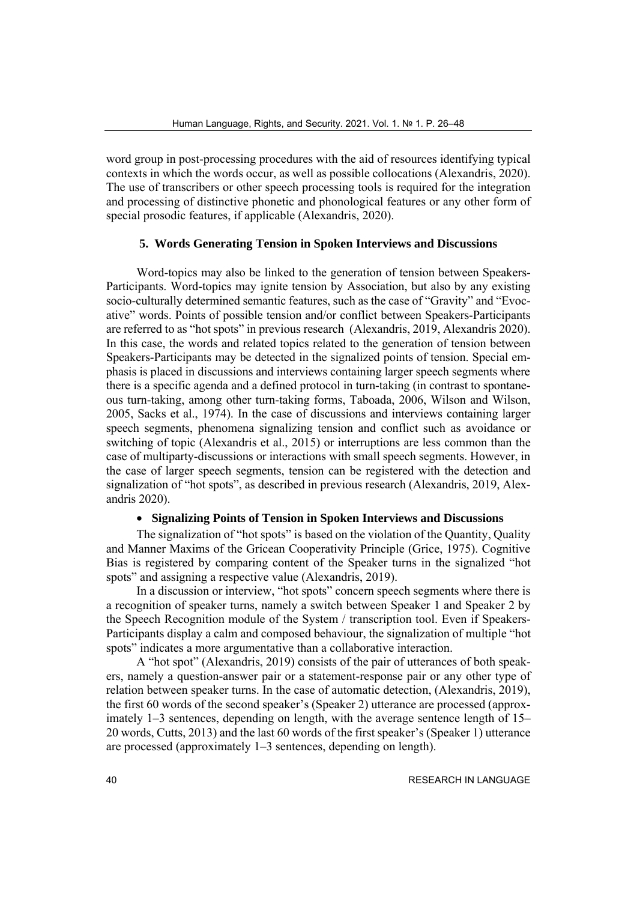word group in post-processing procedures with the aid of resources identifying typical contexts in which the words occur, as well as possible collocations (Alexandris, 2020). The use of transcribers or other speech processing tools is required for the integration and processing of distinctive phonetic and phonological features or any other form of special prosodic features, if applicable (Alexandris, 2020).

## 5. Words Generating Tension in Spoken Interviews and Discussions

Word-topics may also be linked to the generation of tension between Speakers-Participants. Word-topics may ignite tension by Association, but also by any existing socio-culturally determined semantic features, such as the case of "Gravity" and "Evocative" words. Points of possible tension and/or conflict between Speakers-Participants are referred to as "hot spots" in previous research (Alexandris, 2019, Alexandris 2020). In this case, the words and related topics related to the generation of tension between Speakers-Participants may be detected in the signalized points of tension. Special emphasis is placed in discussions and interviews containing larger speech segments where there is a specific agenda and a defined protocol in turn-taking (in contrast to spontaneous turn-taking, among other turn-taking forms, Taboada, 2006, Wilson and Wilson, 2005, Sacks et al., 1974). In the case of discussions and interviews containing larger speech segments, phenomena signalizing tension and conflict such as avoidance or switching of topic (Alexandris et al., 2015) or interruptions are less common than the case of multiparty-discussions or interactions with small speech segments. However, in the case of larger speech segments, tension can be registered with the detection and signalization of "hot spots", as described in previous research (Alexandris, 2019, Alexandris 2020).

- **Signalizing Points of Tension in Spoken Interviews and Discussions**

The signalization of "hot spots" is based on the violation of the Quantity, Quality and Manner Maxims of the Gricean Cooperativity Principle (Grice, 1975). Cognitive Bias is registered by comparing content of the Speaker turns in the signalized "hot spots" and assigning a respective value (Alexandris, 2019).

In a discussion or interview, "hot spots" concern speech segments where there is a recognition of speaker turns, namely a switch between Speaker 1 and Speaker 2 by the Speech Recognition module of the System / transcription tool. Even if Speakers-Participants display a calm and composed behaviour, the signalization of multiple "hot spots" indicates a more argumentative than a collaborative interaction.

A "hot spot" (Alexandris, 2019) consists of the pair of utterances of both speakers, namely a question-answer pair or a statement-response pair or any other type of relation between speaker turns. In the case of automatic detection, (Alexandris, 2019), the first 60 words of the second speaker's (Speaker 2) utterance are processed (approximately 1–3 sentences, depending on length, with the average sentence length of 15–20 words, Cutts, 2013) and the last 60 words of the first speaker's (Speaker 1) utterance are processed (approximately 1–3 sentences, depending on length).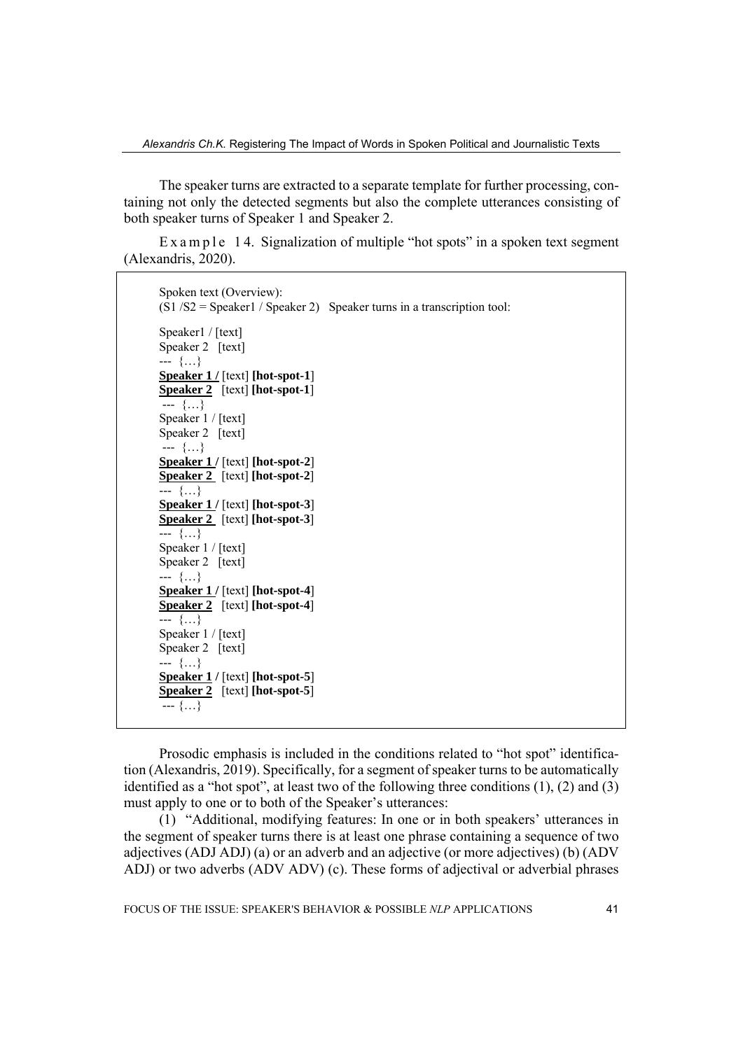The speaker turns are extracted to a separate template for further processing, containing not only the detected segments but also the complete utterances consisting of both speaker turns of Speaker 1 and Speaker 2.

E x a m p l e 1 4. Signalization of multiple "hot spots" in a spoken text segment (Alexandris, 2020).

> Spoken text (Overview):
> (S1 /S2 = Speaker1 / Speaker 2) Speaker turns in a transcription tool:
>
> Speaker1 / [text]
> Speaker 2 [text]
> --- {…}
> **Speaker 1 /** [text] **[hot-spot-1]**
> **Speaker 2** [text] **[hot-spot-1]**
> --- {…}
> Speaker 1 / [text]
> Speaker 2 [text]
> --- {…}
> **Speaker 1 /** [text] **[hot-spot-2]**
> **Speaker 2** [text] **[hot-spot-2]**
> --- {…}
> **Speaker 1 /** [text] **[hot-spot-3]**
> **Speaker 2** [text] **[hot-spot-3]**
> --- {…}
> Speaker 1 / [text]
> Speaker 2 [text]
> --- {…}
> **Speaker 1 /** [text] **[hot-spot-4]**
> **Speaker 2** [text] **[hot-spot-4]**
> --- {…}
> Speaker 1 / [text]
> Speaker 2 [text]
> --- {…}
> **Speaker 1 /** [text] **[hot-spot-5]**
> **Speaker 2** [text] **[hot-spot-5]**
> --- {…}

Prosodic emphasis is included in the conditions related to "hot spot" identification (Alexandris, 2019). Specifically, for a segment of speaker turns to be automatically identified as a "hot spot", at least two of the following three conditions (1), (2) and (3) must apply to one or to both of the Speaker's utterances:

(1) "Additional, modifying features: In one or in both speakers' utterances in the segment of speaker turns there is at least one phrase containing a sequence of two adjectives (ADJ ADJ) (a) or an adverb and an adjective (or more adjectives) (b) (ADV ADJ) or two adverbs (ADV ADV) (c). These forms of adjectival or adverbial phrases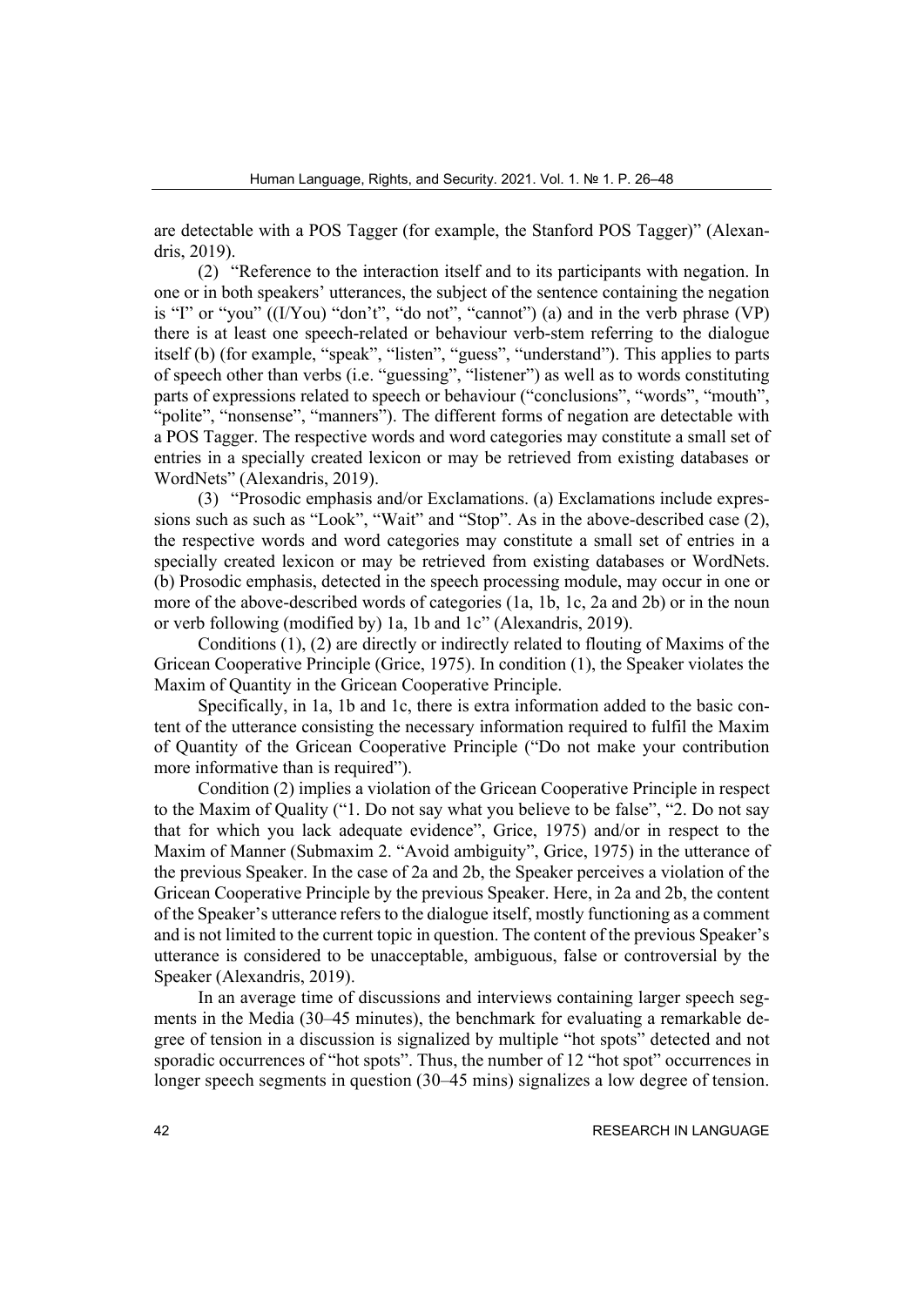are detectable with a POS Tagger (for example, the Stanford POS Tagger)" (Alexandris, 2019).

(2) "Reference to the interaction itself and to its participants with negation. In one or in both speakers' utterances, the subject of the sentence containing the negation is "I" or "you" ((I/You) "don't", "do not", "cannot") (a) and in the verb phrase (VP) there is at least one speech-related or behaviour verb-stem referring to the dialogue itself (b) (for example, "speak", "listen", "guess", "understand"). This applies to parts of speech other than verbs (i.e. "guessing", "listener") as well as to words constituting parts of expressions related to speech or behaviour ("conclusions", "words", "mouth", "polite", "nonsense", "manners"). The different forms of negation are detectable with a POS Tagger. The respective words and word categories may constitute a small set of entries in a specially created lexicon or may be retrieved from existing databases or WordNets" (Alexandris, 2019).

(3) "Prosodic emphasis and/or Exclamations. (a) Exclamations include expressions such as such as "Look", "Wait" and "Stop". As in the above-described case (2), the respective words and word categories may constitute a small set of entries in a specially created lexicon or may be retrieved from existing databases or WordNets. (b) Prosodic emphasis, detected in the speech processing module, may occur in one or more of the above-described words of categories (1a, 1b, 1c, 2a and 2b) or in the noun or verb following (modified by) 1a, 1b and 1c" (Alexandris, 2019).

Conditions (1), (2) are directly or indirectly related to flouting of Maxims of the Gricean Cooperative Principle (Grice, 1975). In condition (1), the Speaker violates the Maxim of Quantity in the Gricean Cooperative Principle.

Specifically, in 1a, 1b and 1c, there is extra information added to the basic content of the utterance consisting the necessary information required to fulfil the Maxim of Quantity of the Gricean Cooperative Principle ("Do not make your contribution more informative than is required").

Condition (2) implies a violation of the Gricean Cooperative Principle in respect to the Maxim of Quality ("1. Do not say what you believe to be false", "2. Do not say that for which you lack adequate evidence", Grice, 1975) and/or in respect to the Maxim of Manner (Submaxim 2. "Avoid ambiguity", Grice, 1975) in the utterance of the previous Speaker. In the case of 2a and 2b, the Speaker perceives a violation of the Gricean Cooperative Principle by the previous Speaker. Here, in 2a and 2b, the content of the Speaker's utterance refers to the dialogue itself, mostly functioning as a comment and is not limited to the current topic in question. The content of the previous Speaker's utterance is considered to be unacceptable, ambiguous, false or controversial by the Speaker (Alexandris, 2019).

In an average time of discussions and interviews containing larger speech segments in the Media (30–45 minutes), the benchmark for evaluating a remarkable degree of tension in a discussion is signalized by multiple "hot spots" detected and not sporadic occurrences of "hot spots". Thus, the number of 12 "hot spot" occurrences in longer speech segments in question (30–45 mins) signalizes a low degree of tension.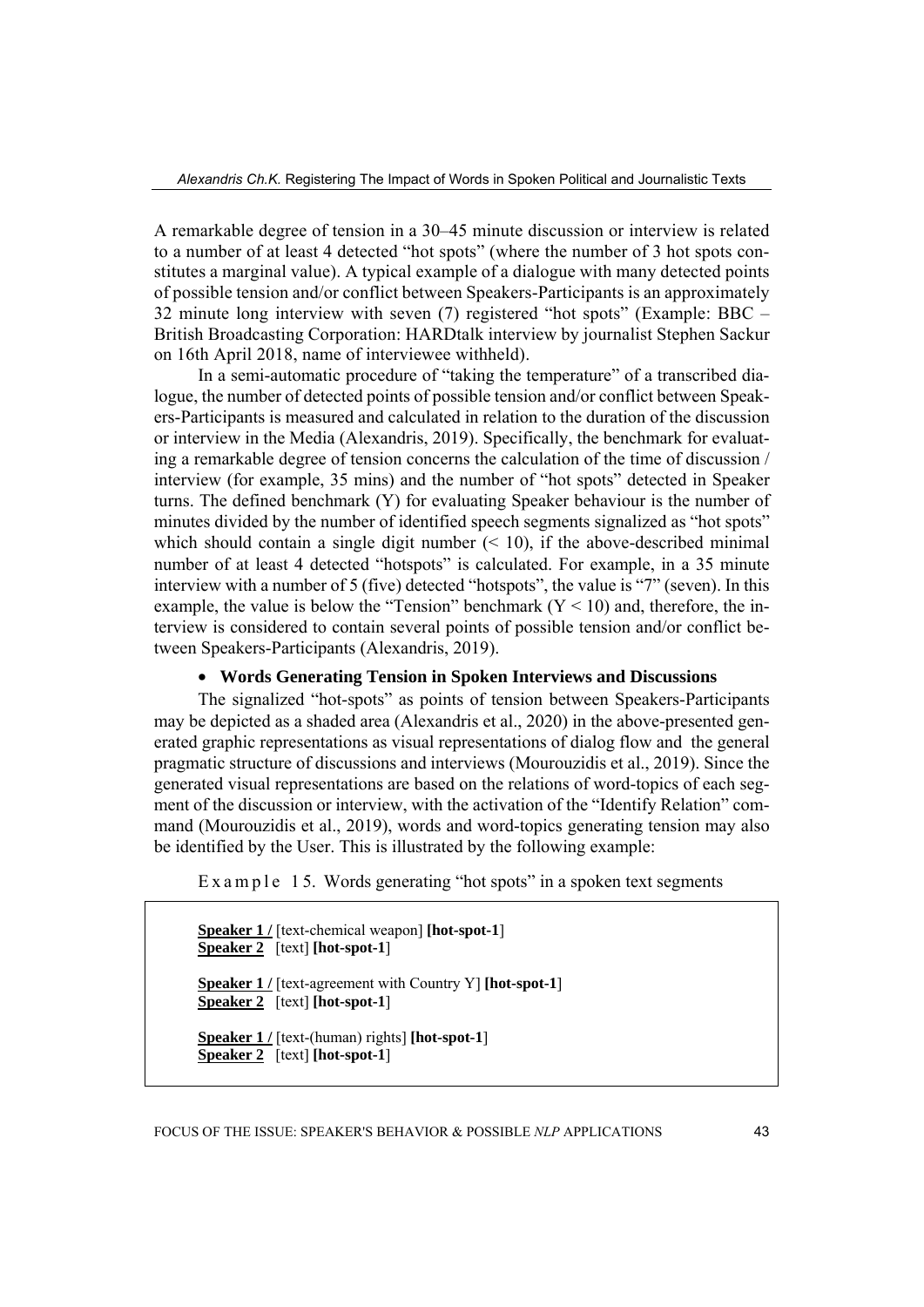A remarkable degree of tension in a 30–45 minute discussion or interview is related to a number of at least 4 detected "hot spots" (where the number of 3 hot spots constitutes a marginal value). A typical example of a dialogue with many detected points of possible tension and/or conflict between Speakers-Participants is an approximately 32 minute long interview with seven (7) registered "hot spots" (Example: BBC – British Broadcasting Corporation: HARDtalk interview by journalist Stephen Sackur on 16th April 2018, name of interviewee withheld).

In a semi-automatic procedure of "taking the temperature" of a transcribed dialogue, the number of detected points of possible tension and/or conflict between Speakers-Participants is measured and calculated in relation to the duration of the discussion or interview in the Media (Alexandris, 2019). Specifically, the benchmark for evaluating a remarkable degree of tension concerns the calculation of the time of discussion / interview (for example, 35 mins) and the number of "hot spots" detected in Speaker turns. The defined benchmark (Y) for evaluating Speaker behaviour is the number of minutes divided by the number of identified speech segments signalized as "hot spots" which should contain a single digit number ($< 10$), if the above-described minimal number of at least 4 detected "hotspots" is calculated. For example, in a 35 minute interview with a number of 5 (five) detected "hotspots", the value is "7" (seven). In this example, the value is below the "Tension" benchmark ($Y < 10$) and, therefore, the interview is considered to contain several points of possible tension and/or conflict between Speakers-Participants (Alexandris, 2019).

- **Words Generating Tension in Spoken Interviews and Discussions**

The signalized "hot-spots" as points of tension between Speakers-Participants may be depicted as a shaded area (Alexandris et al., 2020) in the above-presented generated graphic representations as visual representations of dialog flow and the general pragmatic structure of discussions and interviews (Mourouzidis et al., 2019). Since the generated visual representations are based on the relations of word-topics of each segment of the discussion or interview, with the activation of the "Identify Relation" command (Mourouzidis et al., 2019), words and word-topics generating tension may also be identified by the User. This is illustrated by the following example:

Example 15. Words generating "hot spots" in a spoken text segments

<u>**Speaker 1 /**</u> [text-chemical weapon] **[hot-spot-1]**
<u>**Speaker 2**</u> [text] **[hot-spot-1]**

<u>**Speaker 1 /**</u> [text-agreement with Country Y] **[hot-spot-1]**
<u>**Speaker 2**</u> [text] **[hot-spot-1]**

<u>**Speaker 1 /**</u> [text-(human) rights] **[hot-spot-1]**
<u>**Speaker 2**</u> [text] **[hot-spot-1]**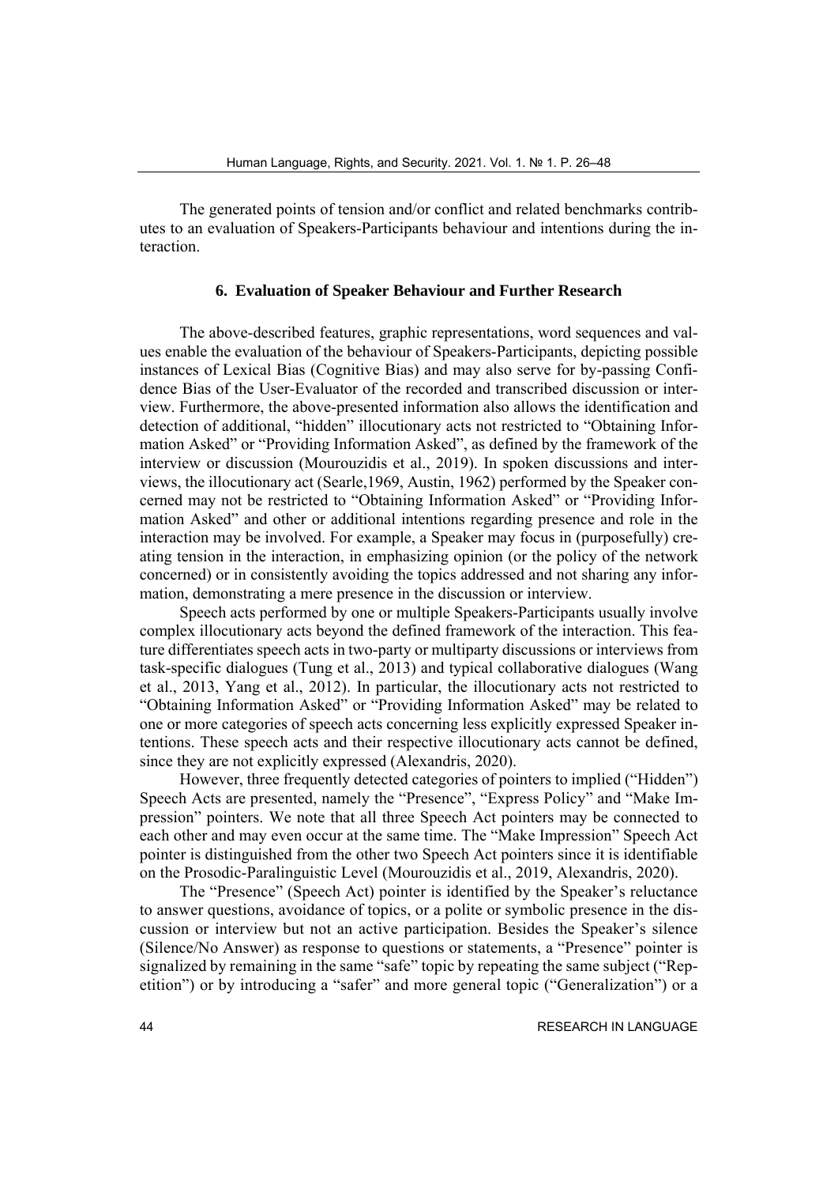The generated points of tension and/or conflict and related benchmarks contributes to an evaluation of Speakers-Participants behaviour and intentions during the interaction.

## 6. Evaluation of Speaker Behaviour and Further Research

The above-described features, graphic representations, word sequences and values enable the evaluation of the behaviour of Speakers-Participants, depicting possible instances of Lexical Bias (Cognitive Bias) and may also serve for by-passing Confidence Bias of the User-Evaluator of the recorded and transcribed discussion or interview. Furthermore, the above-presented information also allows the identification and detection of additional, "hidden" illocutionary acts not restricted to "Obtaining Information Asked" or "Providing Information Asked", as defined by the framework of the interview or discussion (Mourouzidis et al., 2019). In spoken discussions and interviews, the illocutionary act (Searle,1969, Austin, 1962) performed by the Speaker concerned may not be restricted to "Obtaining Information Asked" or "Providing Information Asked" and other or additional intentions regarding presence and role in the interaction may be involved. For example, a Speaker may focus in (purposefully) creating tension in the interaction, in emphasizing opinion (or the policy of the network concerned) or in consistently avoiding the topics addressed and not sharing any information, demonstrating a mere presence in the discussion or interview.

Speech acts performed by one or multiple Speakers-Participants usually involve complex illocutionary acts beyond the defined framework of the interaction. This feature differentiates speech acts in two-party or multiparty discussions or interviews from task-specific dialogues (Tung et al., 2013) and typical collaborative dialogues (Wang et al., 2013, Yang et al., 2012). In particular, the illocutionary acts not restricted to "Obtaining Information Asked" or "Providing Information Asked" may be related to one or more categories of speech acts concerning less explicitly expressed Speaker intentions. These speech acts and their respective illocutionary acts cannot be defined, since they are not explicitly expressed (Alexandris, 2020).

However, three frequently detected categories of pointers to implied ("Hidden") Speech Acts are presented, namely the "Presence", "Express Policy" and "Make Impression" pointers. We note that all three Speech Act pointers may be connected to each other and may even occur at the same time. The "Make Impression" Speech Act pointer is distinguished from the other two Speech Act pointers since it is identifiable on the Prosodic-Paralinguistic Level (Mourouzidis et al., 2019, Alexandris, 2020).

The "Presence" (Speech Act) pointer is identified by the Speaker's reluctance to answer questions, avoidance of topics, or a polite or symbolic presence in the discussion or interview but not an active participation. Besides the Speaker's silence (Silence/No Answer) as response to questions or statements, a "Presence" pointer is signalized by remaining in the same "safe" topic by repeating the same subject ("Repetition") or by introducing a "safer" and more general topic ("Generalization") or a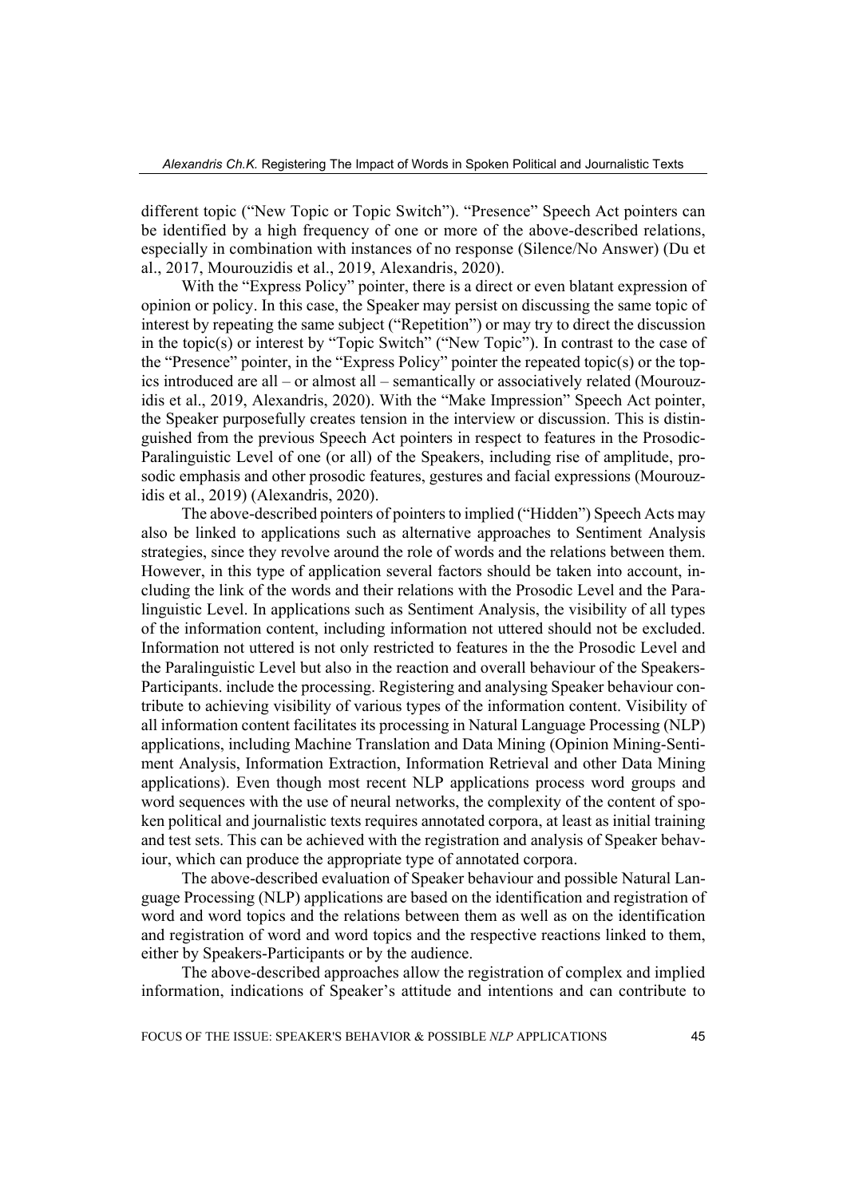different topic ("New Topic or Topic Switch"). "Presence" Speech Act pointers can be identified by a high frequency of one or more of the above-described relations, especially in combination with instances of no response (Silence/No Answer) (Du et al., 2017, Mourouzidis et al., 2019, Alexandris, 2020).

With the "Express Policy" pointer, there is a direct or even blatant expression of opinion or policy. In this case, the Speaker may persist on discussing the same topic of interest by repeating the same subject ("Repetition") or may try to direct the discussion in the topic(s) or interest by "Topic Switch" ("New Topic"). In contrast to the case of the "Presence" pointer, in the "Express Policy" pointer the repeated topic(s) or the topics introduced are all – or almost all – semantically or associatively related (Mourouzidis et al., 2019, Alexandris, 2020). With the "Make Impression" Speech Act pointer, the Speaker purposefully creates tension in the interview or discussion. This is distinguished from the previous Speech Act pointers in respect to features in the Prosodic-Paralinguistic Level of one (or all) of the Speakers, including rise of amplitude, prosodic emphasis and other prosodic features, gestures and facial expressions (Mourouzidis et al., 2019) (Alexandris, 2020).

The above-described pointers of pointers to implied ("Hidden") Speech Acts may also be linked to applications such as alternative approaches to Sentiment Analysis strategies, since they revolve around the role of words and the relations between them. However, in this type of application several factors should be taken into account, including the link of the words and their relations with the Prosodic Level and the Paralinguistic Level. In applications such as Sentiment Analysis, the visibility of all types of the information content, including information not uttered should not be excluded. Information not uttered is not only restricted to features in the the Prosodic Level and the Paralinguistic Level but also in the reaction and overall behaviour of the Speakers-Participants. include the processing. Registering and analysing Speaker behaviour contribute to achieving visibility of various types of the information content. Visibility of all information content facilitates its processing in Natural Language Processing (NLP) applications, including Machine Translation and Data Mining (Opinion Mining-Sentiment Analysis, Information Extraction, Information Retrieval and other Data Mining applications). Even though most recent NLP applications process word groups and word sequences with the use of neural networks, the complexity of the content of spoken political and journalistic texts requires annotated corpora, at least as initial training and test sets. This can be achieved with the registration and analysis of Speaker behaviour, which can produce the appropriate type of annotated corpora.

The above-described evaluation of Speaker behaviour and possible Natural Language Processing (NLP) applications are based on the identification and registration of word and word topics and the relations between them as well as on the identification and registration of word and word topics and the respective reactions linked to them, either by Speakers-Participants or by the audience.

The above-described approaches allow the registration of complex and implied information, indications of Speaker's attitude and intentions and can contribute to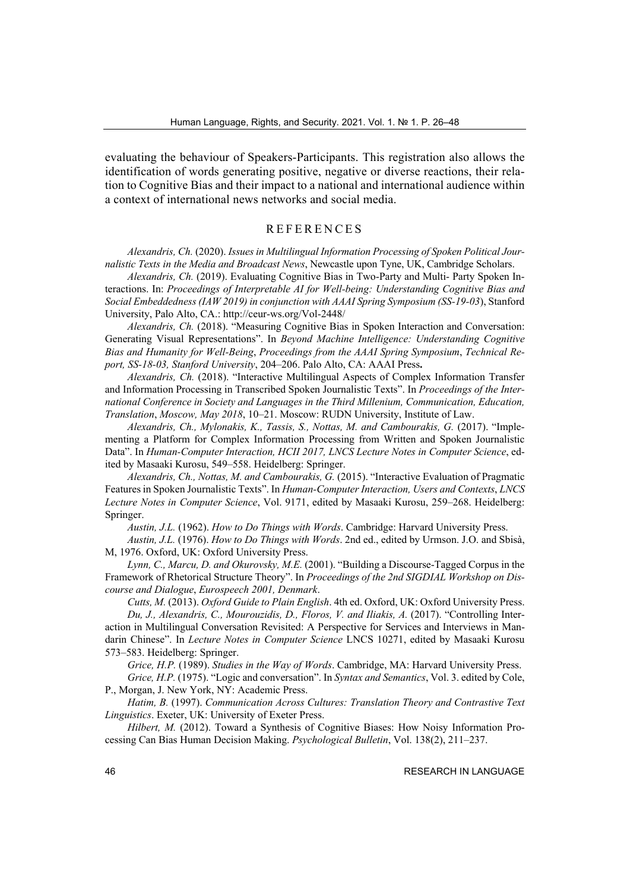evaluating the behaviour of Speakers-Participants. This registration also allows the identification of words generating positive, negative or diverse reactions, their relation to Cognitive Bias and their impact to a national and international audience within a context of international news networks and social media.

## REFERENCES

*Alexandris, Ch.* (2020). *Issues in Multilingual Information Processing of Spoken Political Journalistic Texts in the Media and Broadcast News*, Newcastle upon Tyne, UK, Cambridge Scholars.

*Alexandris, Ch.* (2019). Evaluating Cognitive Bias in Two-Party and Multi- Party Spoken Interactions. In: *Proceedings of Interpretable AI for Well-being: Understanding Cognitive Bias and Social Embeddedness (IAW 2019) in conjunction with AAAI Spring Symposium (SS-19-03*), Stanford University, Palo Alto, CA.: http://ceur-ws.org/Vol-2448/

*Alexandris, Ch.* (2018). "Measuring Cognitive Bias in Spoken Interaction and Conversation: Generating Visual Representations". In *Beyond Machine Intelligence: Understanding Cognitive Bias and Humanity for Well-Being*, *Proceedings from the AAAI Spring Symposium*, *Technical Report, SS-18-03, Stanford University*, 204–206. Palo Alto, CA: AAAI Press**.**

*Alexandris, Ch.* (2018). "Interactive Multilingual Aspects of Complex Information Transfer and Information Processing in Transcribed Spoken Journalistic Texts". In *Proceedings of the International Conference in Society and Languages in the Third Millenium, Communication, Education, Translation*, *Moscow, May 2018*, 10–21. Moscow: RUDN University, Institute of Law.

*Alexandris, Ch., Mylonakis, K., Tassis, S., Nottas, M. and Cambourakis, G.* (2017). "Implementing a Platform for Complex Information Processing from Written and Spoken Journalistic Data". In *Human-Computer Interaction, HCII 2017, LNCS Lecture Notes in Computer Science*, edited by Masaaki Kurosu, 549–558. Heidelberg: Springer.

*Alexandris, Ch., Nottas, M. and Cambourakis, G.* (2015). "Interactive Evaluation of Pragmatic Features in Spoken Journalistic Texts". In *Human-Computer Interaction, Users and Contexts*, *LNCS Lecture Notes in Computer Science*, Vol. 9171, edited by Masaaki Kurosu, 259–268. Heidelberg: Springer.

*Austin, J.L.* (1962). *How to Do Things with Words*. Cambridge: Harvard University Press.

*Austin, J.L.* (1976). *How to Do Things with Words*. 2nd ed., edited by Urmson. J.O. and Sbisà, M, 1976. Oxford, UK: Oxford University Press.

*Lynn, C., Marcu, D. and Okurovsky, M.E.* (2001). "Building a Discourse-Tagged Corpus in the Framework of Rhetorical Structure Theory". In *Proceedings of the 2nd SIGDIAL Workshop on Discourse and Dialogue*, *Eurospeech 2001, Denmark*.

*Cutts, M.* (2013). *Oxford Guide to Plain English*. 4th ed. Oxford, UK: Oxford University Press.

*Du, J., Alexandris, C., Mourouzidis, D., Floros, V. and Iliakis, A.* (2017). "Controlling Interaction in Multilingual Conversation Revisited: A Perspective for Services and Interviews in Mandarin Chinese". In *Lecture Notes in Computer Science* LNCS 10271, edited by Masaaki Kurosu 573–583. Heidelberg: Springer.

*Grice, H.P.* (1989). *Studies in the Way of Words*. Cambridge, MA: Harvard University Press.

*Grice, H.P.* (1975). "Logic and conversation". In *Syntax and Semantics*, Vol. 3. edited by Cole, P., Morgan, J. New York, NY: Academic Press.

*Hatim, B.* (1997). *Communication Across Cultures: Translation Theory and Contrastive Text Linguistics*. Exeter, UK: University of Exeter Press.

*Hilbert, M.* (2012). Toward a Synthesis of Cognitive Biases: How Noisy Information Processing Can Bias Human Decision Making. *Psychological Bulletin*, Vol. 138(2), 211–237.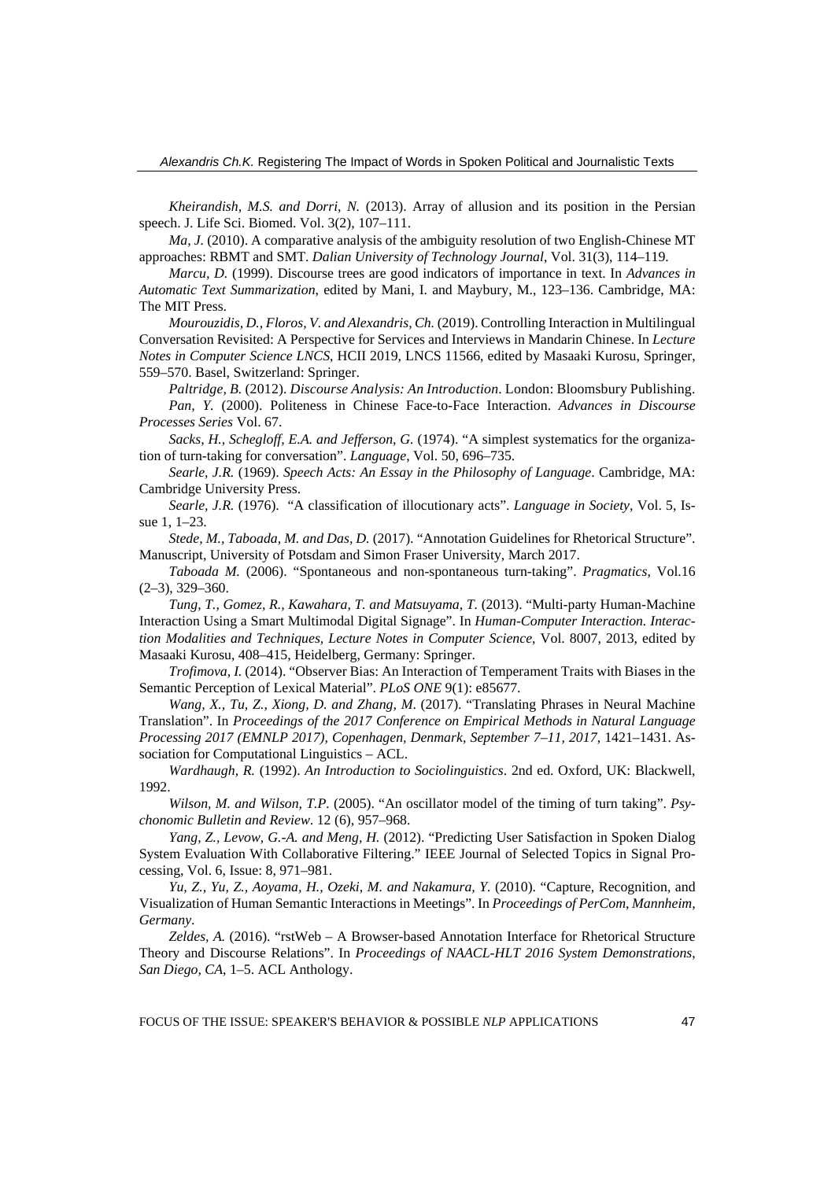*Kheirandish, M.S. and Dorri, N.* (2013). Array of allusion and its position in the Persian speech. J. Life Sci. Biomed. Vol. 3(2), 107–111.

*Ma, J.* (2010). A comparative analysis of the ambiguity resolution of two English-Chinese MT approaches: RBMT and SMT. *Dalian University of Technology Journal*, Vol. 31(3), 114–119.

*Marcu, D.* (1999). Discourse trees are good indicators of importance in text. In *Advances in Automatic Text Summarization*, edited by Mani, I. and Maybury, M., 123–136. Cambridge, MA: The MIT Press.

*Mourouzidis, D., Floros, V. and Alexandris, Ch.* (2019). Controlling Interaction in Multilingual Conversation Revisited: A Perspective for Services and Interviews in Mandarin Chinese. In *Lecture Notes in Computer Science LNCS*, HCII 2019, LNCS 11566, edited by Masaaki Kurosu, Springer, 559–570. Basel, Switzerland: Springer.

*Paltridge, B.* (2012). *Discourse Analysis: An Introduction*. London: Bloomsbury Publishing.

*Pan, Y.* (2000). Politeness in Chinese Face-to-Face Interaction. *Advances in Discourse Processes Series* Vol. 67.

*Sacks, H., Schegloff, E.A. and Jefferson, G.* (1974). "A simplest systematics for the organization of turn-taking for conversation". *Language*, Vol. 50, 696–735.

*Searle, J.R.* (1969). *Speech Acts: An Essay in the Philosophy of Language*. Cambridge, MA: Cambridge University Press.

*Searle, J.R.* (1976). "A classification of illocutionary acts". *Language in Society*, Vol. 5, Issue 1, 1–23.

*Stede, M., Taboada, M. and Das, D.* (2017). "Annotation Guidelines for Rhetorical Structure". Manuscript, University of Potsdam and Simon Fraser University, March 2017.

*Taboada M.* (2006). "Spontaneous and non-spontaneous turn-taking". *Pragmatics*, Vol.16 (2–3), 329–360.

*Tung, T., Gomez, R., Kawahara, T. and Matsuyama, T.* (2013). "Multi-party Human-Machine Interaction Using a Smart Multimodal Digital Signage". In *Human-Computer Interaction. Interaction Modalities and Techniques, Lecture Notes in Computer Science*, Vol. 8007, 2013, edited by Masaaki Kurosu, 408–415, Heidelberg, Germany: Springer.

*Trofimova, I.* (2014). "Observer Bias: An Interaction of Temperament Traits with Biases in the Semantic Perception of Lexical Material". *PLoS ONE* 9(1): e85677.

*Wang, X., Tu, Z., Xiong, D. and Zhang, M*. (2017). "Translating Phrases in Neural Machine Translation". In *Proceedings of the 2017 Conference on Empirical Methods in Natural Language Processing 2017 (EMNLP 2017), Copenhagen, Denmark, September 7–11, 2017*, 1421–1431. Association for Computational Linguistics – ACL.

*Wardhaugh, R.* (1992). *An Introduction to Sociolinguistics*. 2nd ed. Oxford, UK: Blackwell, 1992.

*Wilson, M. and Wilson, T.P.* (2005). "An oscillator model of the timing of turn taking". *Psychonomic Bulletin and Review*. 12 (6), 957–968.

*Yang, Z., Levow, G.-A. and Meng, H.* (2012). "Predicting User Satisfaction in Spoken Dialog System Evaluation With Collaborative Filtering." IEEE Journal of Selected Topics in Signal Processing, Vol. 6, Issue: 8, 971–981.

*Yu, Z., Yu, Z., Aoyama, H., Ozeki, M. and Nakamura, Y.* (2010). "Capture, Recognition, and Visualization of Human Semantic Interactions in Meetings". In *Proceedings of PerCom*, *Mannheim, Germany*.

*Zeldes, A.* (2016). "rstWeb – A Browser-based Annotation Interface for Rhetorical Structure Theory and Discourse Relations". In *Proceedings of NAACL-HLT 2016 System Demonstrations*, *San Diego, CA*, 1–5. ACL Anthology.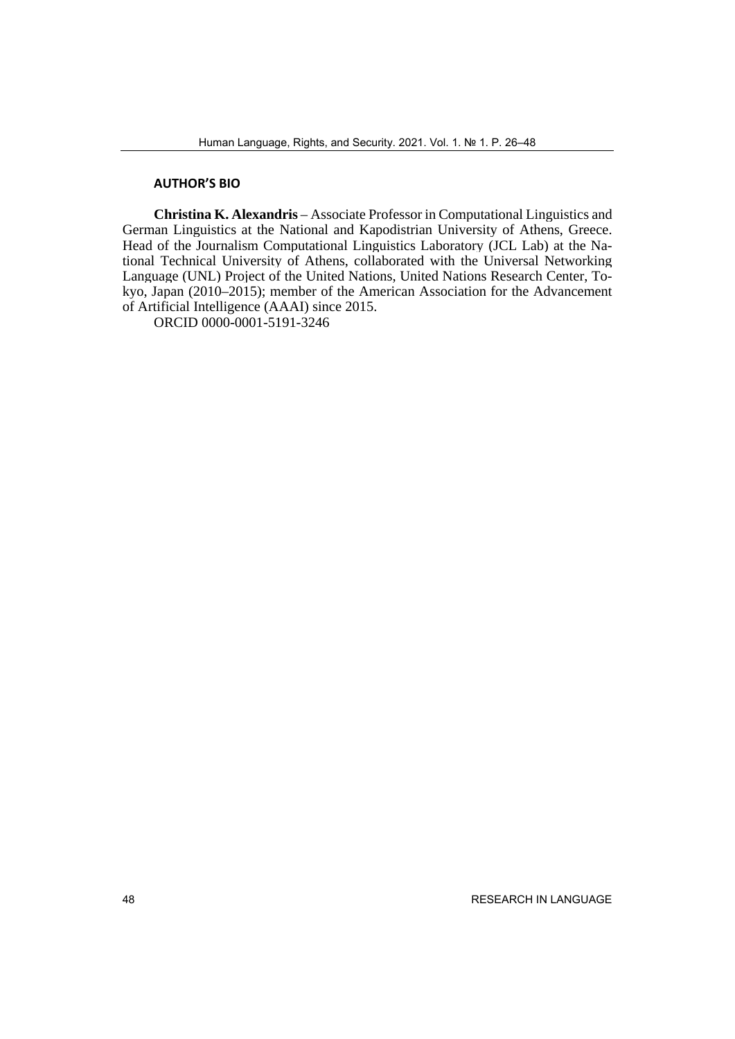## AUTHOR'S BIO

**Christina K. Alexandris** – Associate Professor in Computational Linguistics and German Linguistics at the National and Kapodistrian University of Athens, Greece. Head of the Journalism Computational Linguistics Laboratory (JCL Lab) at the National Technical University of Athens, collaborated with the Universal Networking Language (UNL) Project of the United Nations, United Nations Research Center, Tokyo, Japan (2010–2015); member of the American Association for the Advancement of Artificial Intelligence (AAAI) since 2015.

ORCID 0000-0001-5191-3246